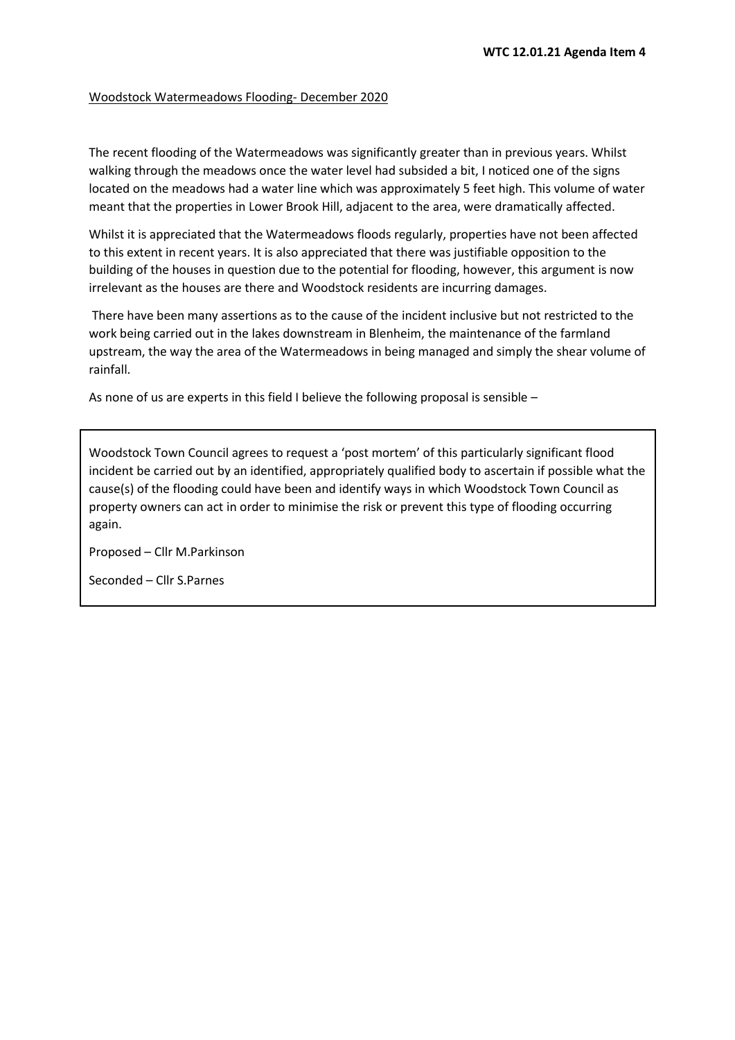**WTC 12.01.21 Agenda Item 4**

Woodstock Watermeadows Flooding- December 2020

The recent flooding of the Watermeadows was significantly greater than in previous years. Whilst walking through the meadows once the water level had subsided a bit, I noticed one of the signs located on the meadows had a water line which was approximately 5 feet high. This volume of water meant that the properties in Lower Brook Hill, adjacent to the area, were dramatically affected.

Whilst it is appreciated that the Watermeadows floods regularly, properties have not been affected to this extent in recent years. It is also appreciated that there was justifiable opposition to the building of the houses in question due to the potential for flooding, however, this argument is now irrelevant as the houses are there and Woodstock residents are incurring damages.

There have been many assertions as to the cause of the incident inclusive but not restricted to the work being carried out in the lakes downstream in Blenheim, the maintenance of the farmland upstream, the way the area of the Watermeadows in being managed and simply the shear volume of rainfall.

As none of us are experts in this field I believe the following proposal is sensible –

Woodstock Town Council agrees to request a 'post mortem' of this particularly significant flood incident be carried out by an identified, appropriately qualified body to ascertain if possible what the cause(s) of the flooding could have been and identify ways in which Woodstock Town Council as property owners can act in order to minimise the risk or prevent this type of flooding occurring again.

Proposed – Cllr M.Parkinson

Seconded – Cllr S.Parnes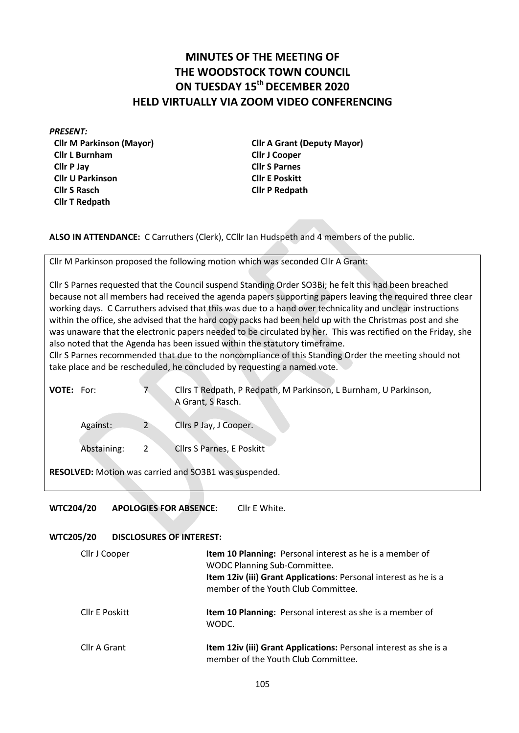# MINUTES OF THE MEETING OF THE WOODSTOCK TOWN COUNCIL ON TUESDAY 15th DECEMBER 2020 HELD VIRTUALLY VIA ZOOM VIDEO CONFERENCING

***PRESENT:***

| | |
|---|---|
| **Cllr M Parkinson (Mayor)** | **Cllr A Grant (Deputy Mayor)** |
| **Cllr L Burnham** | **Cllr J Cooper** |
| **Cllr P Jay** | **Cllr S Parnes** |
| **Cllr U Parkinson** | **Cllr E Poskitt** |
| **Cllr S Rasch** | **Cllr P Redpath** |
| **Cllr T Redpath** | |

**ALSO IN ATTENDANCE:** C Carruthers (Clerk), CCllr Ian Hudspeth and 4 members of the public.

Cllr M Parkinson proposed the following motion which was seconded Cllr A Grant:

Cllr S Parnes requested that the Council suspend Standing Order SO3Bi; he felt this had been breached because not all members had received the agenda papers supporting papers leaving the required three clear working days. C Carruthers advised that this was due to a hand over technicality and unclear instructions within the office, she advised that the hard copy packs had been held up with the Christmas post and she was unaware that the electronic papers needed to be circulated by her. This was rectified on the Friday, she also noted that the Agenda has been issued within the statutory timeframe.
Cllr S Parnes recommended that due to the noncompliance of this Standing Order the meeting should not take place and be rescheduled, he concluded by requesting a named vote.

| | | | |
|---|---|---|---|
| **VOTE:** | For: | 7 | Cllrs T Redpath, P Redpath, M Parkinson, L Burnham, U Parkinson, A Grant, S Rasch. |
| | Against: | 2 | Cllrs P Jay, J Cooper. |
| | Abstaining: | 2 | Cllrs S Parnes, E Poskitt |

**RESOLVED:** Motion was carried and SO3B1 was suspended.

**WTC204/20 APOLOGIES FOR ABSENCE:** Cllr E White.

**WTC205/20 DISCLOSURES OF INTEREST:**

| | |
|---|---|
| Cllr J Cooper | **Item 10 Planning:** Personal interest as he is a member of WODC Planning Sub-Committee.<br>**Item 12iv (iii) Grant Applications**: Personal interest as he is a member of the Youth Club Committee. |
| Cllr E Poskitt | **Item 10 Planning:** Personal interest as she is a member of WODC. |
| Cllr A Grant | **Item 12iv (iii) Grant Applications:** Personal interest as she is a member of the Youth Club Committee. |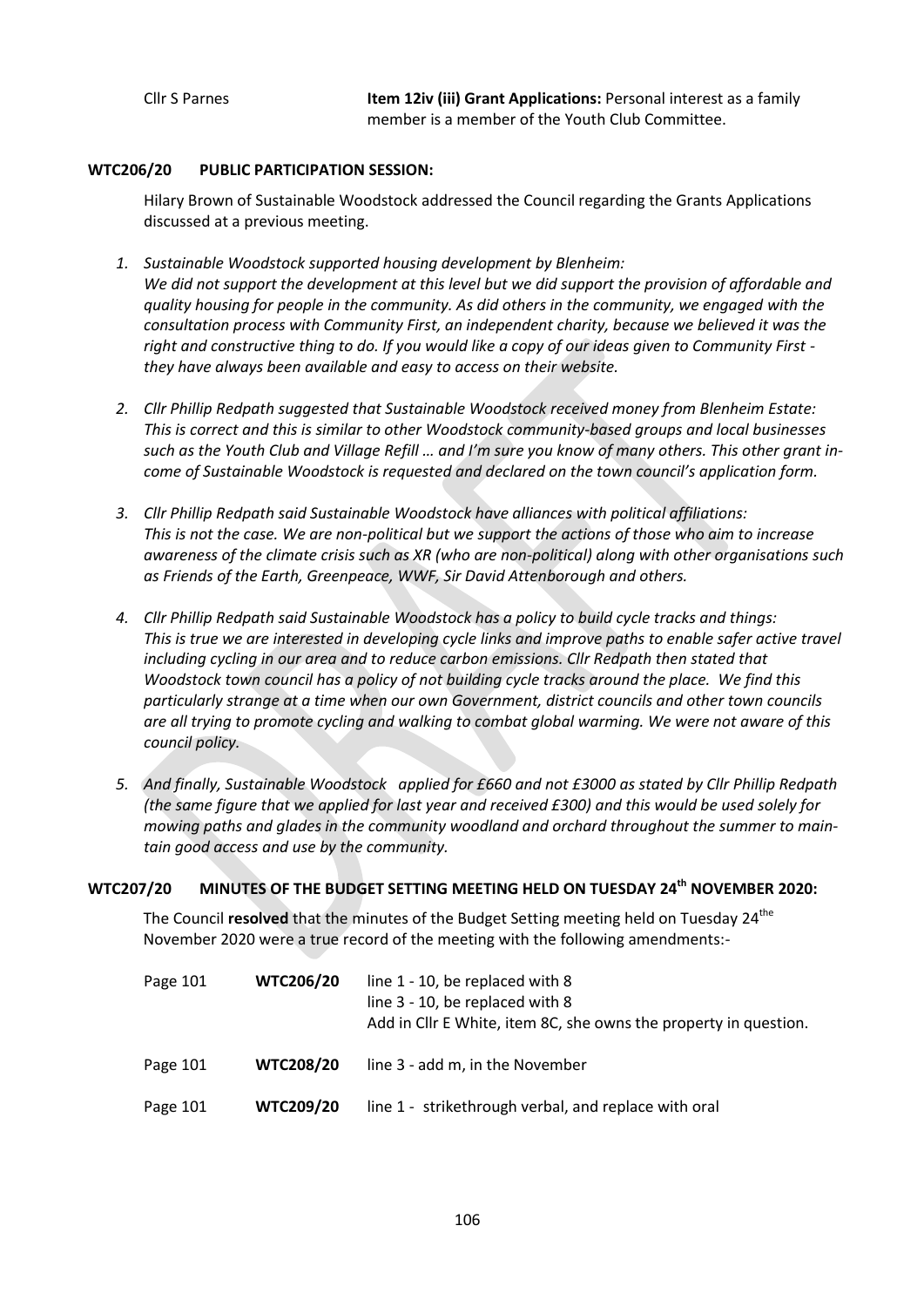Cllr S Parnes **Item 12iv (iii) Grant Applications:** Personal interest as a family member is a member of the Youth Club Committee.

**WTC206/20 PUBLIC PARTICIPATION SESSION:**

Hilary Brown of Sustainable Woodstock addressed the Council regarding the Grants Applications discussed at a previous meeting.

1. *Sustainable Woodstock supported housing development by Blenheim:*
   *We did not support the development at this level but we did support the provision of affordable and quality housing for people in the community. As did others in the community, we engaged with the consultation process with Community First, an independent charity, because we believed it was the right and constructive thing to do. If you would like a copy of our ideas given to Community First - they have always been available and easy to access on their website.*

2. *Cllr Phillip Redpath suggested that Sustainable Woodstock received money from Blenheim Estate:*
   *This is correct and this is similar to other Woodstock community-based groups and local businesses such as the Youth Club and Village Refill … and I'm sure you know of many others. This other grant income of Sustainable Woodstock is requested and declared on the town council's application form.*

3. *Cllr Phillip Redpath said Sustainable Woodstock have alliances with political affiliations:*
   *This is not the case. We are non-political but we support the actions of those who aim to increase awareness of the climate crisis such as XR (who are non-political) along with other organisations such as Friends of the Earth, Greenpeace, WWF, Sir David Attenborough and others.*

4. *Cllr Phillip Redpath said Sustainable Woodstock has a policy to build cycle tracks and things:*
   *This is true we are interested in developing cycle links and improve paths to enable safer active travel including cycling in our area and to reduce carbon emissions. Cllr Redpath then stated that Woodstock town council has a policy of not building cycle tracks around the place. We find this particularly strange at a time when our own Government, district councils and other town councils are all trying to promote cycling and walking to combat global warming. We were not aware of this council policy.*

5. *And finally, Sustainable Woodstock applied for £660 and not £3000 as stated by Cllr Phillip Redpath (the same figure that we applied for last year and received £300) and this would be used solely for mowing paths and glades in the community woodland and orchard throughout the summer to maintain good access and use by the community.*

**WTC207/20 MINUTES OF THE BUDGET SETTING MEETING HELD ON TUESDAY 24th NOVEMBER 2020:**

The Council **resolved** that the minutes of the Budget Setting meeting held on Tuesday 24the November 2020 were a true record of the meeting with the following amendments:-

| | | |
|---|---|---|
| Page 101 | **WTC206/20** | line 1 - 10, be replaced with 8<br>line 3 - 10, be replaced with 8<br>Add in Cllr E White, item 8C, she owns the property in question. |
| Page 101 | **WTC208/20** | line 3 - add m, in the November |
| Page 101 | **WTC209/20** | line 1 - strikethrough verbal, and replace with oral |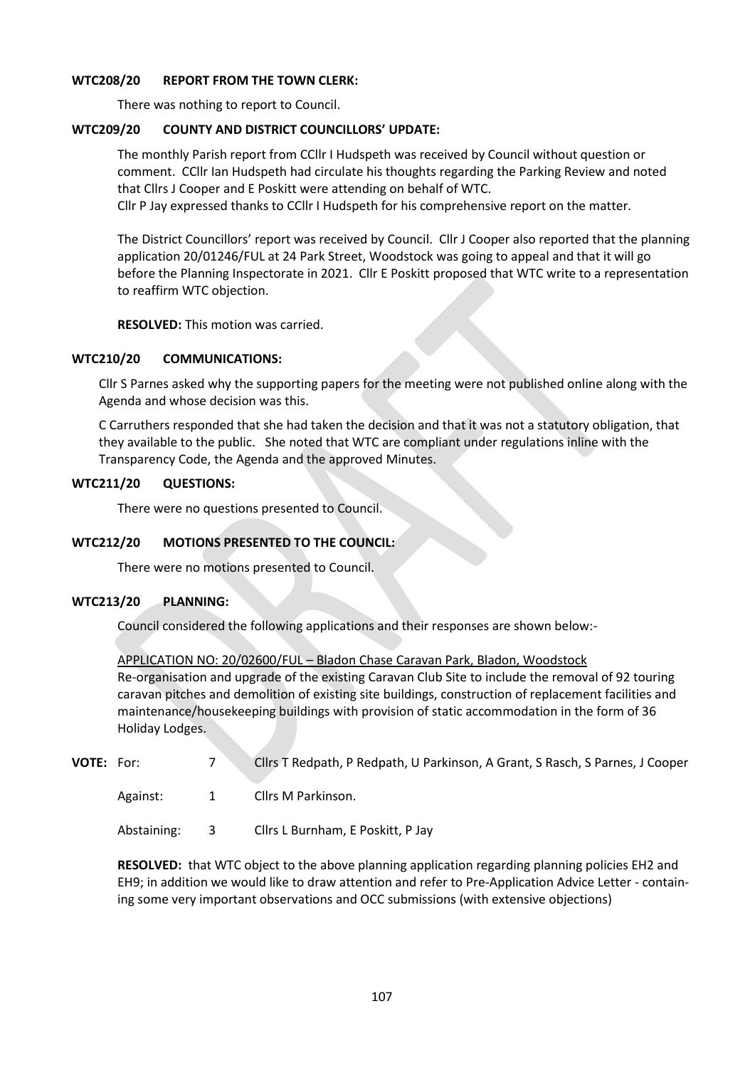**WTC208/20 REPORT FROM THE TOWN CLERK:**

There was nothing to report to Council.

**WTC209/20 COUNTY AND DISTRICT COUNCILLORS' UPDATE:**

The monthly Parish report from CCllr I Hudspeth was received by Council without question or comment. CCllr Ian Hudspeth had circulate his thoughts regarding the Parking Review and noted that Cllrs J Cooper and E Poskitt were attending on behalf of WTC.
Cllr P Jay expressed thanks to CCllr I Hudspeth for his comprehensive report on the matter.

The District Councillors' report was received by Council. Cllr J Cooper also reported that the planning application 20/01246/FUL at 24 Park Street, Woodstock was going to appeal and that it will go before the Planning Inspectorate in 2021. Cllr E Poskitt proposed that WTC write to a representation to reaffirm WTC objection.

**RESOLVED:** This motion was carried.

**WTC210/20 COMMUNICATIONS:**

Cllr S Parnes asked why the supporting papers for the meeting were not published online along with the Agenda and whose decision was this.

C Carruthers responded that she had taken the decision and that it was not a statutory obligation, that they available to the public. She noted that WTC are compliant under regulations inline with the Transparency Code, the Agenda and the approved Minutes.

**WTC211/20 QUESTIONS:**

There were no questions presented to Council.

**WTC212/20 MOTIONS PRESENTED TO THE COUNCIL:**

There were no motions presented to Council.

**WTC213/20 PLANNING:**

Council considered the following applications and their responses are shown below:-

APPLICATION NO: 20/02600/FUL – Bladon Chase Caravan Park, Bladon, Woodstock
Re-organisation and upgrade of the existing Caravan Club Site to include the removal of 92 touring caravan pitches and demolition of existing site buildings, construction of replacement facilities and maintenance/housekeeping buildings with provision of static accommodation in the form of 36 Holiday Lodges.

| | | | |
|---|---|---|---|
| **VOTE:** | For: | 7 | Cllrs T Redpath, P Redpath, U Parkinson, A Grant, S Rasch, S Parnes, J Cooper |
| | Against: | 1 | Cllrs M Parkinson. |
| | Abstaining: | 3 | Cllrs L Burnham, E Poskitt, P Jay |

**RESOLVED:** that WTC object to the above planning application regarding planning policies EH2 and EH9; in addition we would like to draw attention and refer to Pre-Application Advice Letter - containing some very important observations and OCC submissions (with extensive objections)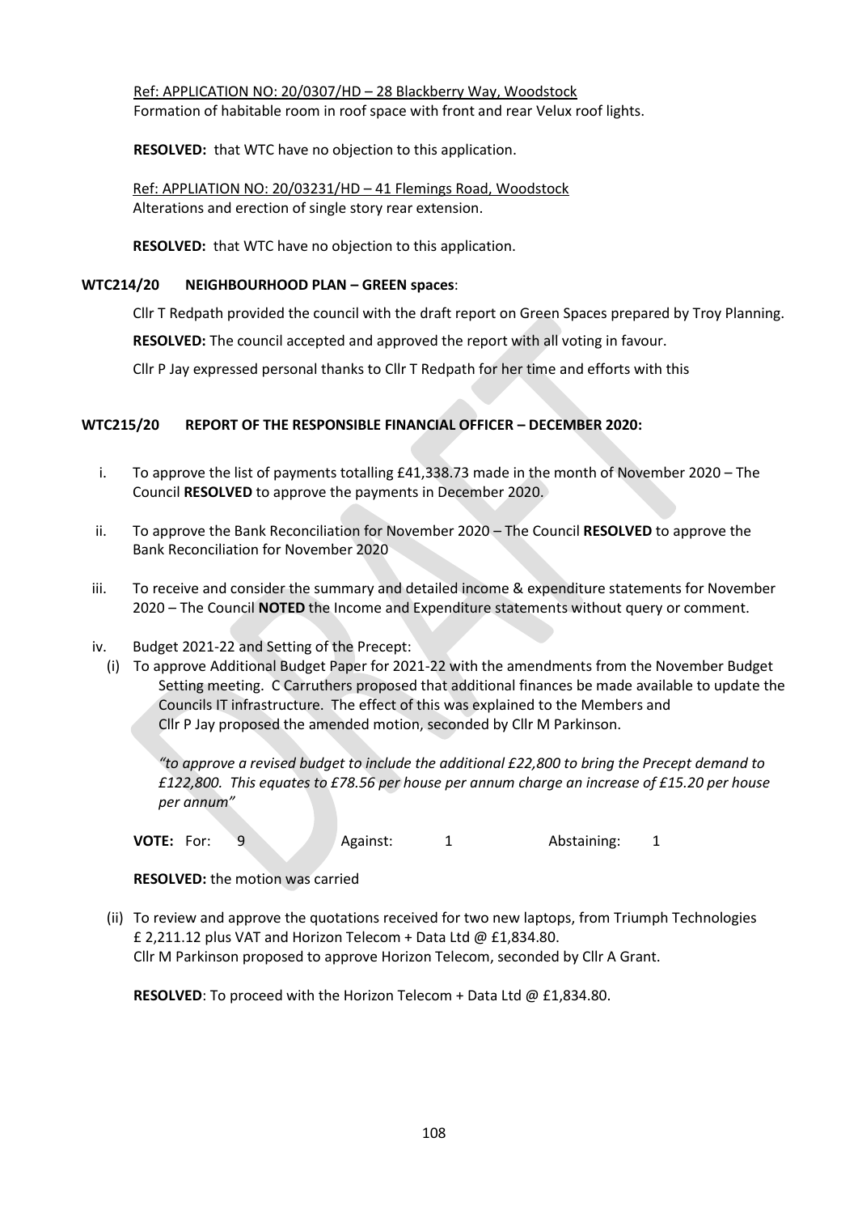Ref: APPLICATION NO: 20/0307/HD – 28 Blackberry Way, Woodstock
Formation of habitable room in roof space with front and rear Velux roof lights.

**RESOLVED:** that WTC have no objection to this application.

Ref: APPLIATION NO: 20/03231/HD – 41 Flemings Road, Woodstock
Alterations and erection of single story rear extension.

**RESOLVED:** that WTC have no objection to this application.

**WTC214/20 NEIGHBOURHOOD PLAN – GREEN spaces**:

Cllr T Redpath provided the council with the draft report on Green Spaces prepared by Troy Planning.

**RESOLVED:** The council accepted and approved the report with all voting in favour.

Cllr P Jay expressed personal thanks to Cllr T Redpath for her time and efforts with this

**WTC215/20 REPORT OF THE RESPONSIBLE FINANCIAL OFFICER – DECEMBER 2020:**

i. To approve the list of payments totalling £41,338.73 made in the month of November 2020 – The Council **RESOLVED** to approve the payments in December 2020.

ii. To approve the Bank Reconciliation for November 2020 – The Council **RESOLVED** to approve the Bank Reconciliation for November 2020

iii. To receive and consider the summary and detailed income & expenditure statements for November 2020 – The Council **NOTED** the Income and Expenditure statements without query or comment.

iv. Budget 2021-22 and Setting of the Precept:

(i) To approve Additional Budget Paper for 2021-22 with the amendments from the November Budget Setting meeting. C Carruthers proposed that additional finances be made available to update the Councils IT infrastructure. The effect of this was explained to the Members and Cllr P Jay proposed the amended motion, seconded by Cllr M Parkinson.

*"to approve a revised budget to include the additional £22,800 to bring the Precept demand to £122,800. This equates to £78.56 per house per annum charge an increase of £15.20 per house per annum"*

**VOTE:** For: 9 Against: 1 Abstaining: 1

**RESOLVED:** the motion was carried

(ii) To review and approve the quotations received for two new laptops, from Triumph Technologies £ 2,211.12 plus VAT and Horizon Telecom + Data Ltd @ £1,834.80.
Cllr M Parkinson proposed to approve Horizon Telecom, seconded by Cllr A Grant.

**RESOLVED**: To proceed with the Horizon Telecom + Data Ltd @ £1,834.80.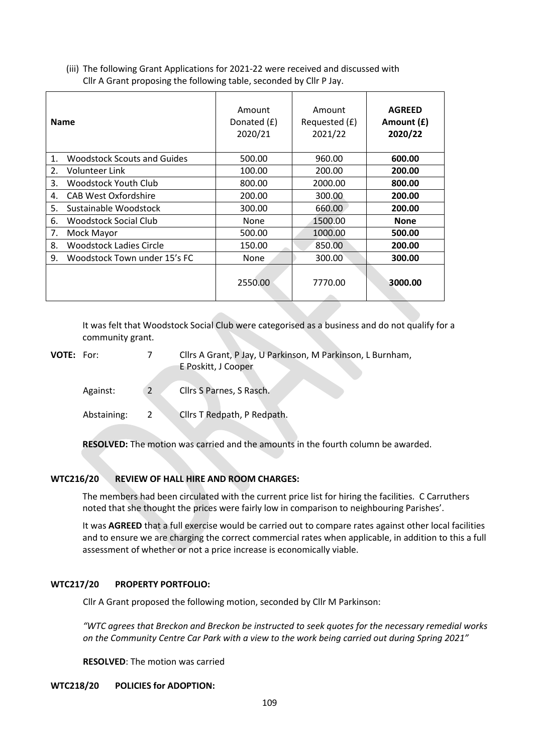(iii) The following Grant Applications for 2021-22 were received and discussed with Cllr A Grant proposing the following table, seconded by Cllr P Jay.

| Name | Amount Donated (£) 2020/21 | Amount Requested (£) 2021/22 | **AGREED Amount (£) 2020/22** |
|---|---|---|---|
| 1. Woodstock Scouts and Guides | 500.00 | 960.00 | **600.00** |
| 2. Volunteer Link | 100.00 | 200.00 | **200.00** |
| 3. Woodstock Youth Club | 800.00 | 2000.00 | **800.00** |
| 4. CAB West Oxfordshire | 200.00 | 300.00 | **200.00** |
| 5. Sustainable Woodstock | 300.00 | 660.00 | **200.00** |
| 6. Woodstock Social Club | None | 1500.00 | **None** |
| 7. Mock Mayor | 500.00 | 1000.00 | **500.00** |
| 8. Woodstock Ladies Circle | 150.00 | 850.00 | **200.00** |
| 9. Woodstock Town under 15's FC | None | 300.00 | **300.00** |
| | 2550.00 | 7770.00 | **3000.00** |

It was felt that Woodstock Social Club were categorised as a business and do not qualify for a community grant.

**VOTE:** For: 7 Cllrs A Grant, P Jay, U Parkinson, M Parkinson, L Burnham, E Poskitt, J Cooper

Against: 2 Cllrs S Parnes, S Rasch.

Abstaining: 2 Cllrs T Redpath, P Redpath.

**RESOLVED:** The motion was carried and the amounts in the fourth column be awarded.

### WTC216/20 REVIEW OF HALL HIRE AND ROOM CHARGES:

The members had been circulated with the current price list for hiring the facilities. C Carruthers noted that she thought the prices were fairly low in comparison to neighbouring Parishes'.

It was **AGREED** that a full exercise would be carried out to compare rates against other local facilities and to ensure we are charging the correct commercial rates when applicable, in addition to this a full assessment of whether or not a price increase is economically viable.

### WTC217/20 PROPERTY PORTFOLIO:

Cllr A Grant proposed the following motion, seconded by Cllr M Parkinson:

*"WTC agrees that Breckon and Breckon be instructed to seek quotes for the necessary remedial works on the Community Centre Car Park with a view to the work being carried out during Spring 2021"*

**RESOLVED**: The motion was carried

### WTC218/20 POLICIES for ADOPTION: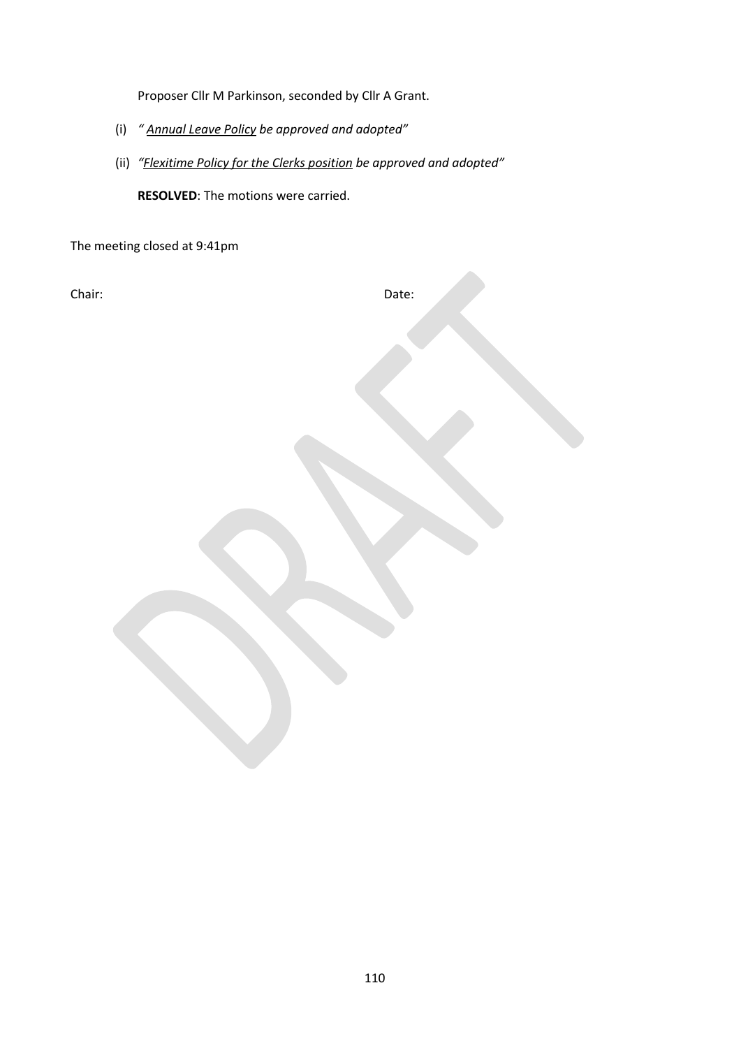Proposer Cllr M Parkinson, seconded by Cllr A Grant.

(i) *" Annual Leave Policy be approved and adopted"*

(ii) *"Flexitime Policy for the Clerks position be approved and adopted"*

**RESOLVED**: The motions were carried.

The meeting closed at 9:41pm

Chair: Date: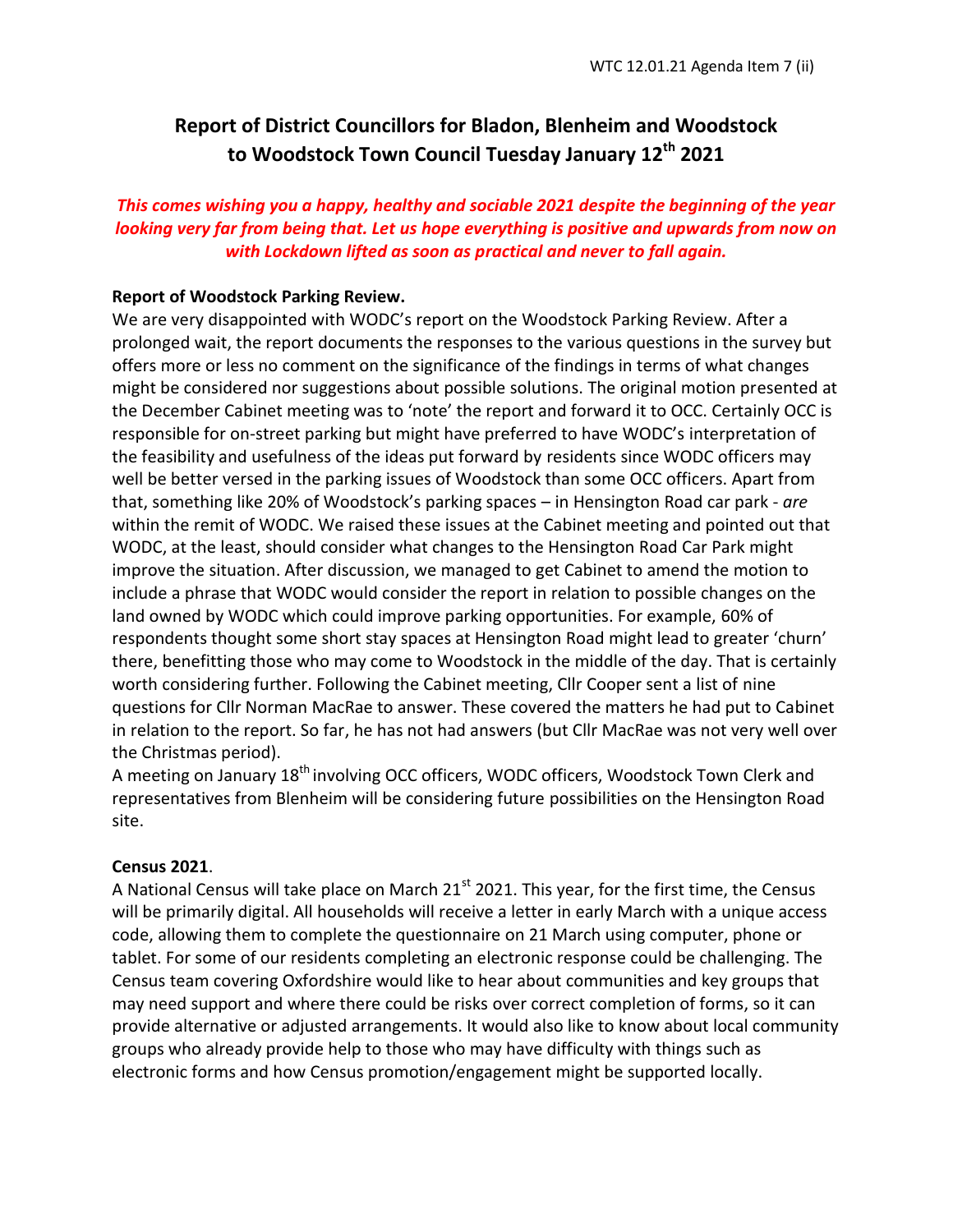WTC 12.01.21 Agenda Item 7 (ii)

# Report of District Councillors for Bladon, Blenheim and Woodstock to Woodstock Town Council Tuesday January 12th 2021

***This comes wishing you a happy, healthy and sociable 2021 despite the beginning of the year looking very far from being that. Let us hope everything is positive and upwards from now on with Lockdown lifted as soon as practical and never to fall again.***

**Report of Woodstock Parking Review.**

We are very disappointed with WODC's report on the Woodstock Parking Review. After a prolonged wait, the report documents the responses to the various questions in the survey but offers more or less no comment on the significance of the findings in terms of what changes might be considered nor suggestions about possible solutions. The original motion presented at the December Cabinet meeting was to 'note' the report and forward it to OCC. Certainly OCC is responsible for on-street parking but might have preferred to have WODC's interpretation of the feasibility and usefulness of the ideas put forward by residents since WODC officers may well be better versed in the parking issues of Woodstock than some OCC officers. Apart from that, something like 20% of Woodstock's parking spaces – in Hensington Road car park - *are* within the remit of WODC. We raised these issues at the Cabinet meeting and pointed out that WODC, at the least, should consider what changes to the Hensington Road Car Park might improve the situation. After discussion, we managed to get Cabinet to amend the motion to include a phrase that WODC would consider the report in relation to possible changes on the land owned by WODC which could improve parking opportunities. For example, 60% of respondents thought some short stay spaces at Hensington Road might lead to greater 'churn' there, benefitting those who may come to Woodstock in the middle of the day. That is certainly worth considering further. Following the Cabinet meeting, Cllr Cooper sent a list of nine questions for Cllr Norman MacRae to answer. These covered the matters he had put to Cabinet in relation to the report. So far, he has not had answers (but Cllr MacRae was not very well over the Christmas period).

A meeting on January 18th involving OCC officers, WODC officers, Woodstock Town Clerk and representatives from Blenheim will be considering future possibilities on the Hensington Road site.

**Census 2021**.

A National Census will take place on March 21st 2021. This year, for the first time, the Census will be primarily digital. All households will receive a letter in early March with a unique access code, allowing them to complete the questionnaire on 21 March using computer, phone or tablet. For some of our residents completing an electronic response could be challenging. The Census team covering Oxfordshire would like to hear about communities and key groups that may need support and where there could be risks over correct completion of forms, so it can provide alternative or adjusted arrangements. It would also like to know about local community groups who already provide help to those who may have difficulty with things such as electronic forms and how Census promotion/engagement might be supported locally.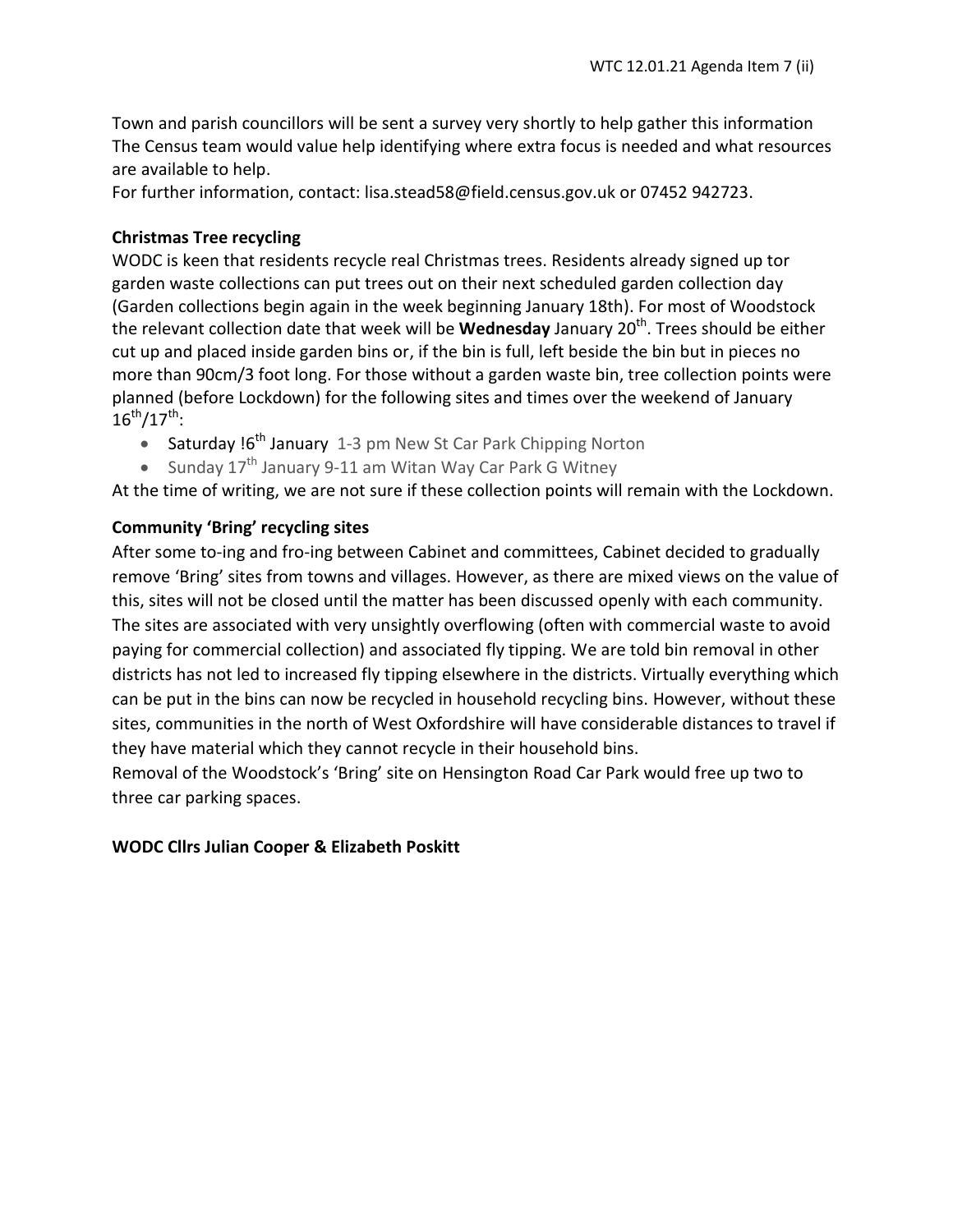Town and parish councillors will be sent a survey very shortly to help gather this information The Census team would value help identifying where extra focus is needed and what resources are available to help.

For further information, contact: lisa.stead58@field.census.gov.uk or 07452 942723.

**Christmas Tree recycling**

WODC is keen that residents recycle real Christmas trees. Residents already signed up tor garden waste collections can put trees out on their next scheduled garden collection day (Garden collections begin again in the week beginning January 18th). For most of Woodstock the relevant collection date that week will be **Wednesday** January 20th. Trees should be either cut up and placed inside garden bins or, if the bin is full, left beside the bin but in pieces no more than 90cm/3 foot long. For those without a garden waste bin, tree collection points were planned (before Lockdown) for the following sites and times over the weekend of January 16th/17th:

- Saturday !6th January 1-3 pm New St Car Park Chipping Norton
- Sunday 17th January 9-11 am Witan Way Car Park G Witney

At the time of writing, we are not sure if these collection points will remain with the Lockdown.

**Community 'Bring' recycling sites**

After some to-ing and fro-ing between Cabinet and committees, Cabinet decided to gradually remove 'Bring' sites from towns and villages. However, as there are mixed views on the value of this, sites will not be closed until the matter has been discussed openly with each community. The sites are associated with very unsightly overflowing (often with commercial waste to avoid paying for commercial collection) and associated fly tipping. We are told bin removal in other districts has not led to increased fly tipping elsewhere in the districts. Virtually everything which can be put in the bins can now be recycled in household recycling bins. However, without these sites, communities in the north of West Oxfordshire will have considerable distances to travel if they have material which they cannot recycle in their household bins.

Removal of the Woodstock's 'Bring' site on Hensington Road Car Park would free up two to three car parking spaces.

**WODC Cllrs Julian Cooper & Elizabeth Poskitt**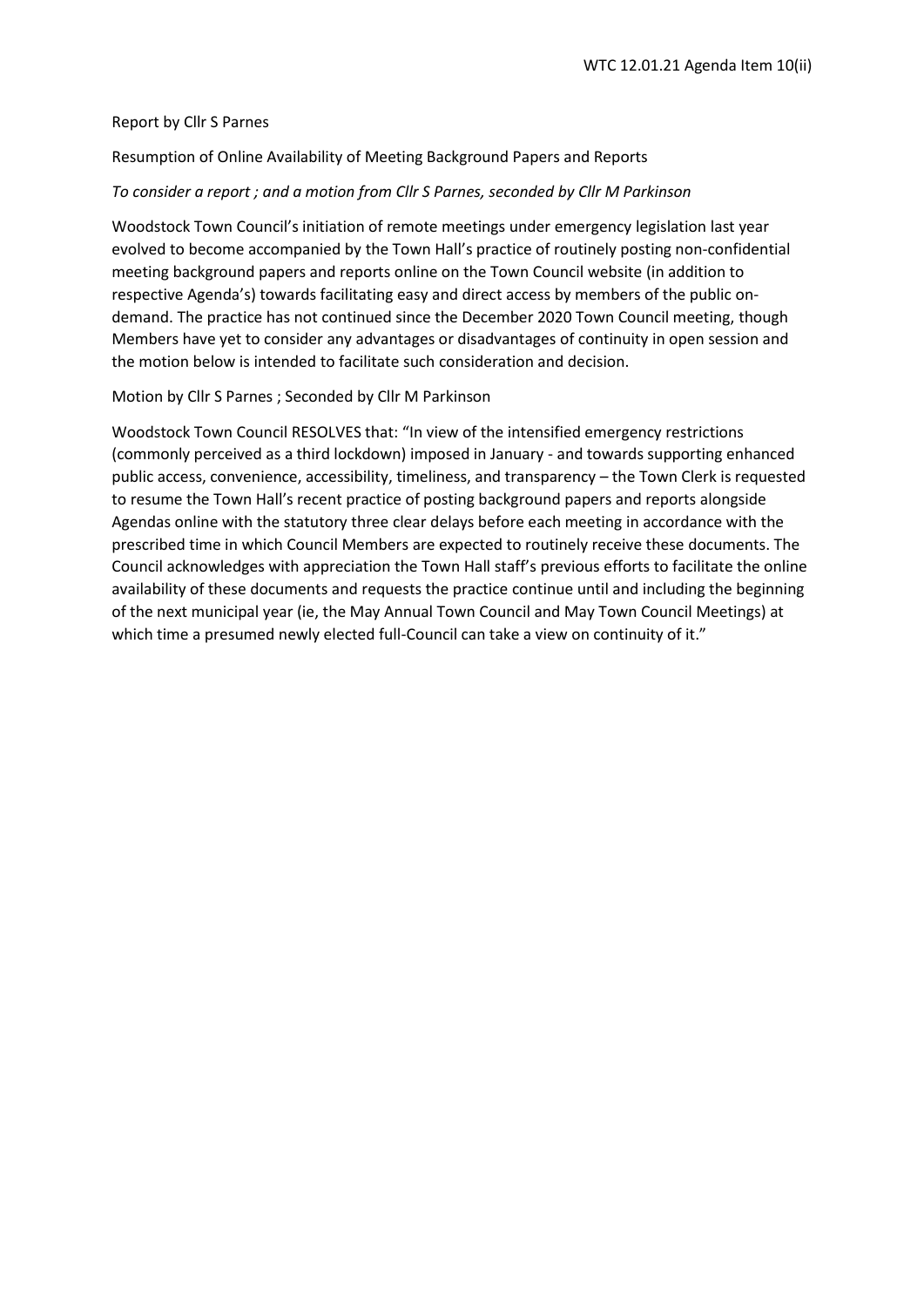WTC 12.01.21 Agenda Item 10(ii)

Report by Cllr S Parnes

Resumption of Online Availability of Meeting Background Papers and Reports

*To consider a report ; and a motion from Cllr S Parnes, seconded by Cllr M Parkinson*

Woodstock Town Council's initiation of remote meetings under emergency legislation last year evolved to become accompanied by the Town Hall's practice of routinely posting non-confidential meeting background papers and reports online on the Town Council website (in addition to respective Agenda's) towards facilitating easy and direct access by members of the public on-demand. The practice has not continued since the December 2020 Town Council meeting, though Members have yet to consider any advantages or disadvantages of continuity in open session and the motion below is intended to facilitate such consideration and decision.

Motion by Cllr S Parnes ; Seconded by Cllr M Parkinson

Woodstock Town Council RESOLVES that: "In view of the intensified emergency restrictions (commonly perceived as a third lockdown) imposed in January - and towards supporting enhanced public access, convenience, accessibility, timeliness, and transparency – the Town Clerk is requested to resume the Town Hall's recent practice of posting background papers and reports alongside Agendas online with the statutory three clear delays before each meeting in accordance with the prescribed time in which Council Members are expected to routinely receive these documents. The Council acknowledges with appreciation the Town Hall staff's previous efforts to facilitate the online availability of these documents and requests the practice continue until and including the beginning of the next municipal year (ie, the May Annual Town Council and May Town Council Meetings) at which time a presumed newly elected full-Council can take a view on continuity of it."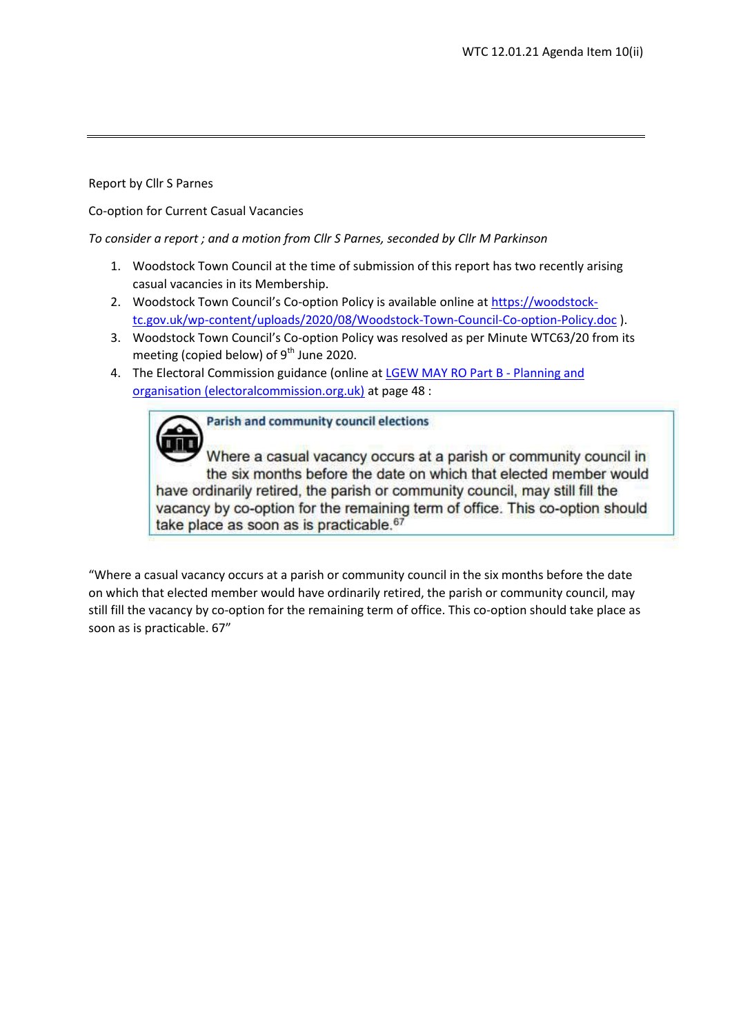WTC 12.01.21 Agenda Item 10(ii)

---

Report by Cllr S Parnes

Co-option for Current Casual Vacancies

*To consider a report ; and a motion from Cllr S Parnes, seconded by Cllr M Parkinson*

1. Woodstock Town Council at the time of submission of this report has two recently arising casual vacancies in its Membership.
2. Woodstock Town Council's Co-option Policy is available online at [https://woodstock-tc.gov.uk/wp-content/uploads/2020/08/Woodstock-Town-Council-Co-option-Policy.doc](https://woodstock-tc.gov.uk/wp-content/uploads/2020/08/Woodstock-Town-Council-Co-option-Policy.doc) ).
3. Woodstock Town Council's Co-option Policy was resolved as per Minute WTC63/20 from its meeting (copied below) of 9th June 2020.
4. The Electoral Commission guidance (online at LGEW MAY RO Part B - Planning and organisation (electoralcommission.org.uk) at page 48 :

> **Parish and community council elections**
>
> Where a casual vacancy occurs at a parish or community council in the six months before the date on which that elected member would have ordinarily retired, the parish or community council, may still fill the vacancy by co-option for the remaining term of office. This co-option should take place as soon as is practicable.[67]

"Where a casual vacancy occurs at a parish or community council in the six months before the date on which that elected member would have ordinarily retired, the parish or community council, may still fill the vacancy by co-option for the remaining term of office. This co-option should take place as soon as is practicable. 67"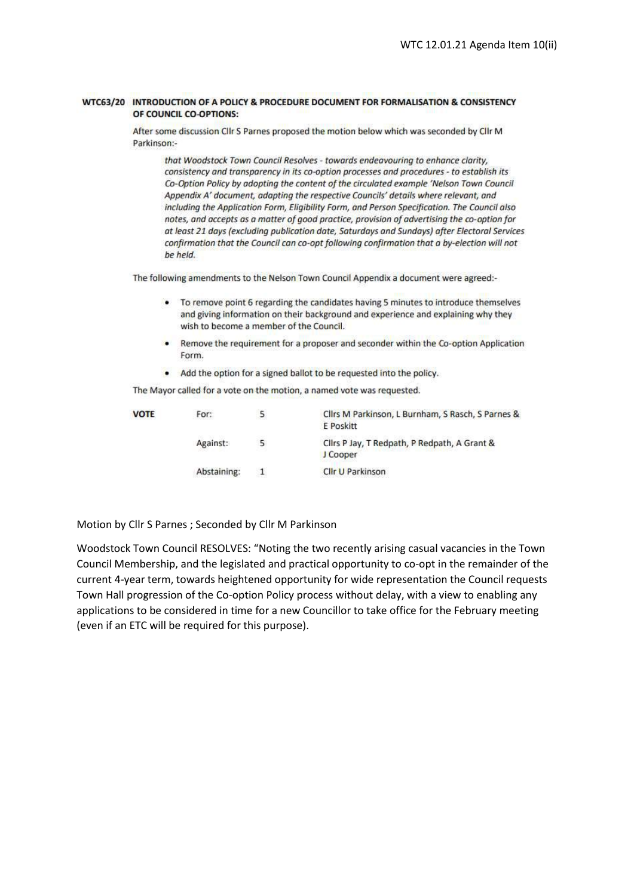WTC 12.01.21 Agenda Item 10(ii)

**WTC63/20 INTRODUCTION OF A POLICY & PROCEDURE DOCUMENT FOR FORMALISATION & CONSISTENCY OF COUNCIL CO-OPTIONS:**

After some discussion Cllr S Parnes proposed the motion below which was seconded by Cllr M Parkinson:-

*that Woodstock Town Council Resolves - towards endeavouring to enhance clarity, consistency and transparency in its co-option processes and procedures - to establish its Co-Option Policy by adopting the content of the circulated example 'Nelson Town Council Appendix A' document, adapting the respective Councils' details where relevant, and including the Application Form, Eligibility Form, and Person Specification. The Council also notes, and accepts as a matter of good practice, provision of advertising the co-option for at least 21 days (excluding publication date, Saturdays and Sundays) after Electoral Services confirmation that the Council can co-opt following confirmation that a by-election will not be held.*

The following amendments to the Nelson Town Council Appendix a document were agreed:-

- To remove point 6 regarding the candidates having 5 minutes to introduce themselves and giving information on their background and experience and explaining why they wish to become a member of the Council.
- Remove the requirement for a proposer and seconder within the Co-option Application Form.
- Add the option for a signed ballot to be requested into the policy.

The Mayor called for a vote on the motion, a named vote was requested.

| | | | |
|---|---|---|---|
| **VOTE** | For: | 5 | Cllrs M Parkinson, L Burnham, S Rasch, S Parnes & E Poskitt |
| | Against: | 5 | Cllrs P Jay, T Redpath, P Redpath, A Grant & J Cooper |
| | Abstaining: | 1 | Cllr U Parkinson |

Motion by Cllr S Parnes ; Seconded by Cllr M Parkinson

Woodstock Town Council RESOLVES: "Noting the two recently arising casual vacancies in the Town Council Membership, and the legislated and practical opportunity to co-opt in the remainder of the current 4-year term, towards heightened opportunity for wide representation the Council requests Town Hall progression of the Co-option Policy process without delay, with a view to enabling any applications to be considered in time for a new Councillor to take office for the February meeting (even if an ETC will be required for this purpose).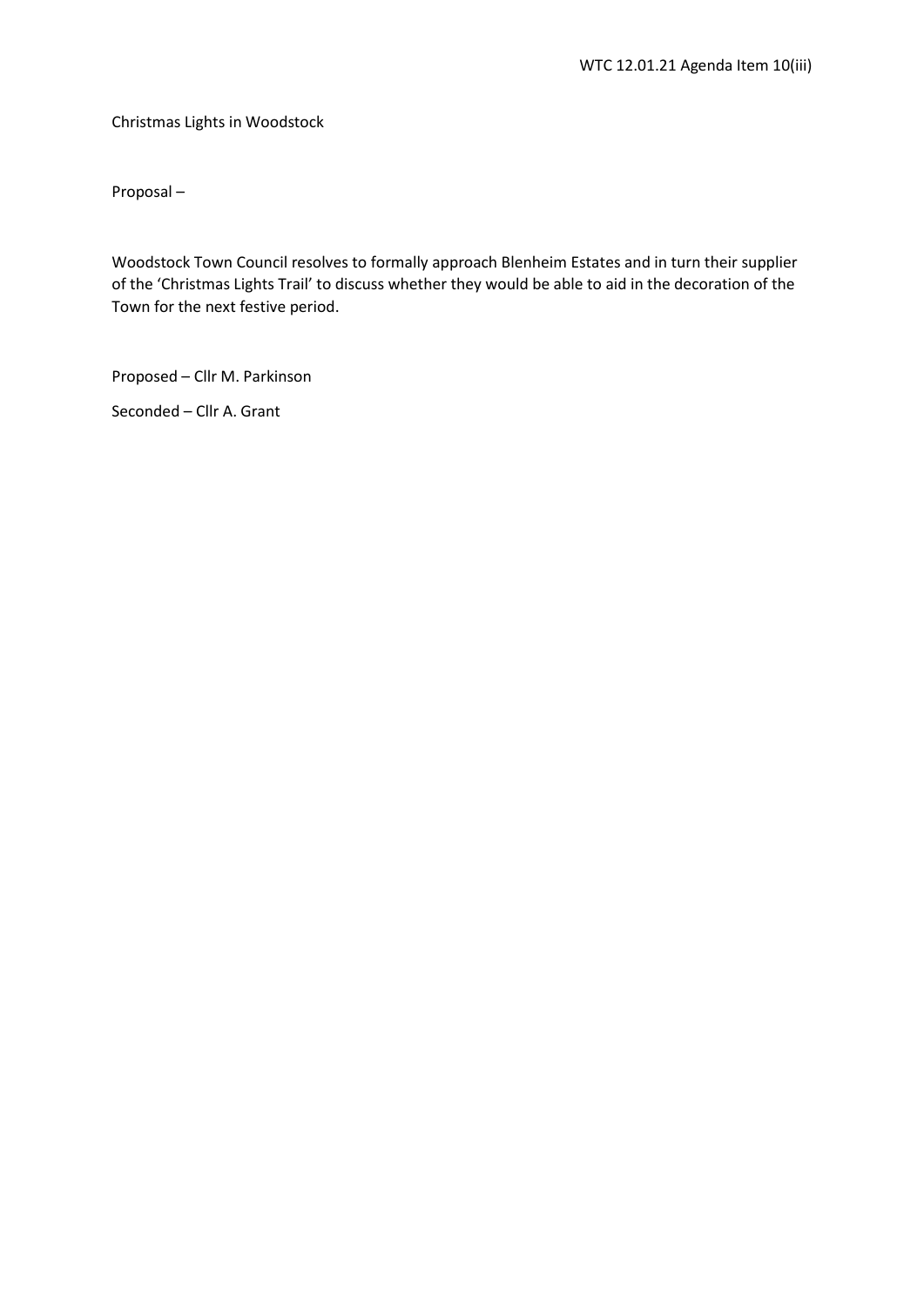WTC 12.01.21 Agenda Item 10(iii)

Christmas Lights in Woodstock

Proposal –

Woodstock Town Council resolves to formally approach Blenheim Estates and in turn their supplier of the 'Christmas Lights Trail' to discuss whether they would be able to aid in the decoration of the Town for the next festive period.

Proposed – Cllr M. Parkinson

Seconded – Cllr A. Grant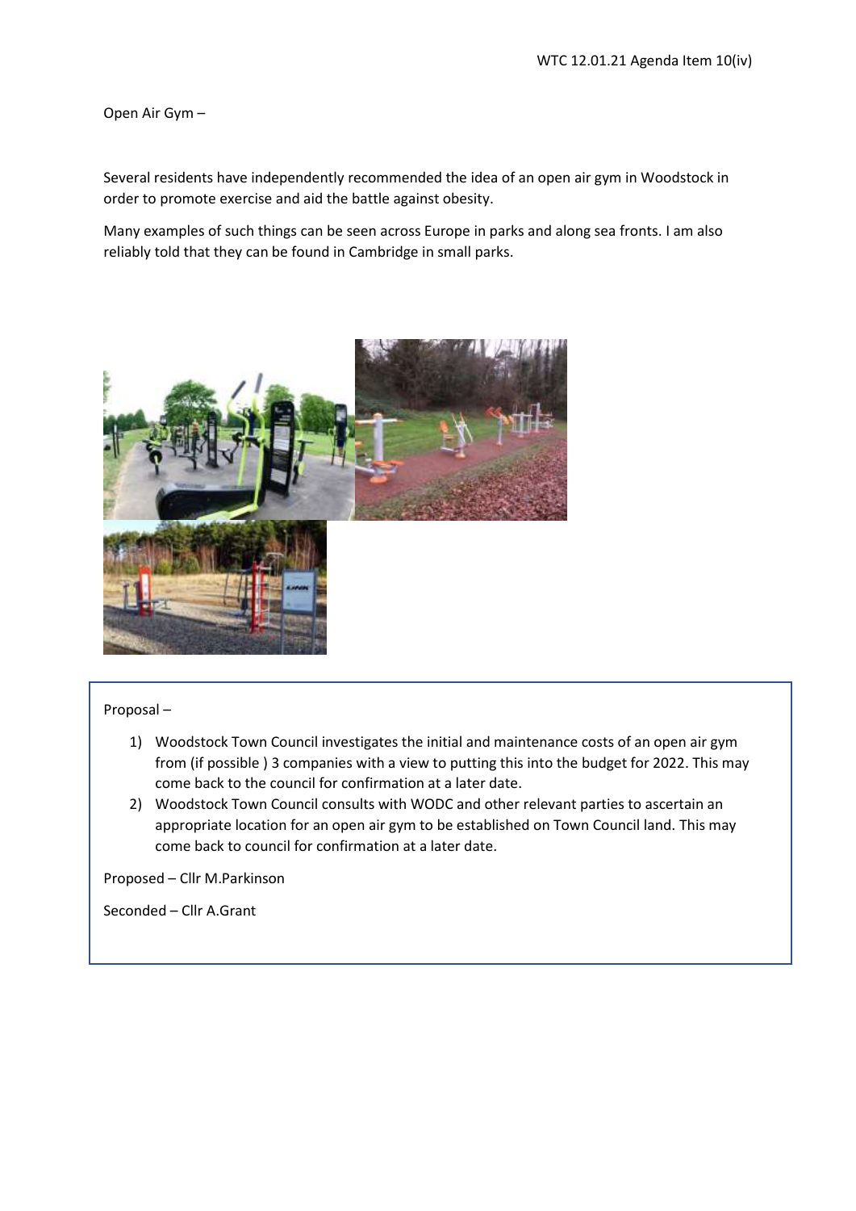WTC 12.01.21 Agenda Item 10(iv)

Open Air Gym –

Several residents have independently recommended the idea of an open air gym in Woodstock in order to promote exercise and aid the battle against obesity.

Many examples of such things can be seen across Europe in parks and along sea fronts. I am also reliably told that they can be found in Cambridge in small parks.

Proposal –

1) Woodstock Town Council investigates the initial and maintenance costs of an open air gym from (if possible ) 3 companies with a view to putting this into the budget for 2022. This may come back to the council for confirmation at a later date.
2) Woodstock Town Council consults with WODC and other relevant parties to ascertain an appropriate location for an open air gym to be established on Town Council land. This may come back to council for confirmation at a later date.

Proposed – Cllr M.Parkinson

Seconded – Cllr A.Grant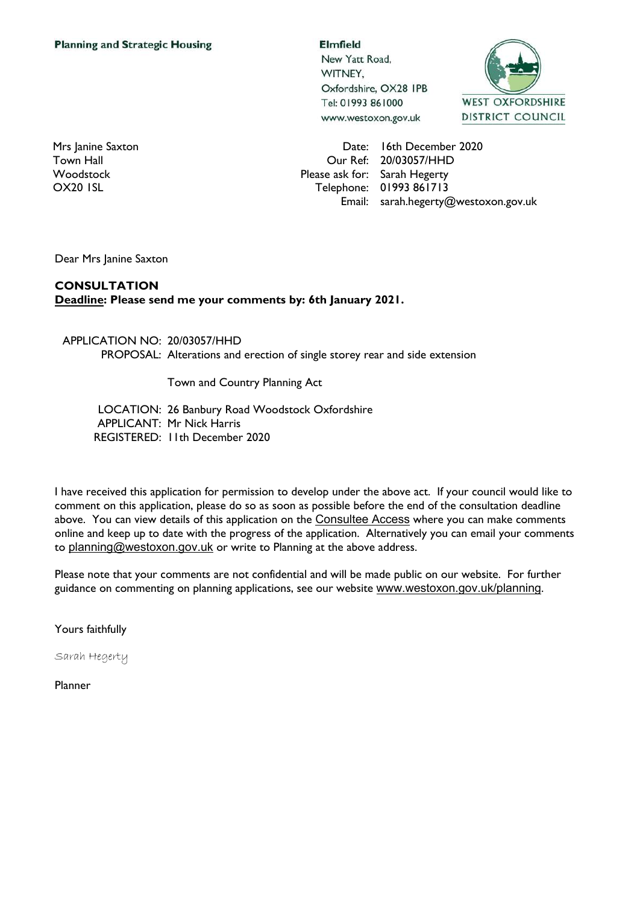**Planning and Strategic Housing**

**Elmfield**
New Yatt Road,
WITNEY,
Oxfordshire, OX28 1PB
Tel: 01993 861000
www.westoxon.gov.uk

WEST OXFORDSHIRE DISTRICT COUNCIL

Mrs Janine Saxton
Town Hall
Woodstock
OX20 1SL

Date: 16th December 2020
Our Ref: 20/03057/HHD
Please ask for: Sarah Hegerty
Telephone: 01993 861713
Email: sarah.hegerty@westoxon.gov.uk

Dear Mrs Janine Saxton

**CONSULTATION**
**Deadline: Please send me your comments by: 6th January 2021.**

APPLICATION NO: 20/03057/HHD
PROPOSAL: Alterations and erection of single storey rear and side extension

Town and Country Planning Act

LOCATION: 26 Banbury Road Woodstock Oxfordshire
APPLICANT: Mr Nick Harris
REGISTERED: 11th December 2020

I have received this application for permission to develop under the above act. If your council would like to comment on this application, please do so as soon as possible before the end of the consultation deadline above. You can view details of this application on the Consultee Access where you can make comments online and keep up to date with the progress of the application. Alternatively you can email your comments to planning@westoxon.gov.uk or write to Planning at the above address.

Please note that your comments are not confidential and will be made public on our website. For further guidance on commenting on planning applications, see our website www.westoxon.gov.uk/planning.

Yours faithfully

Sarah Hegerty

Planner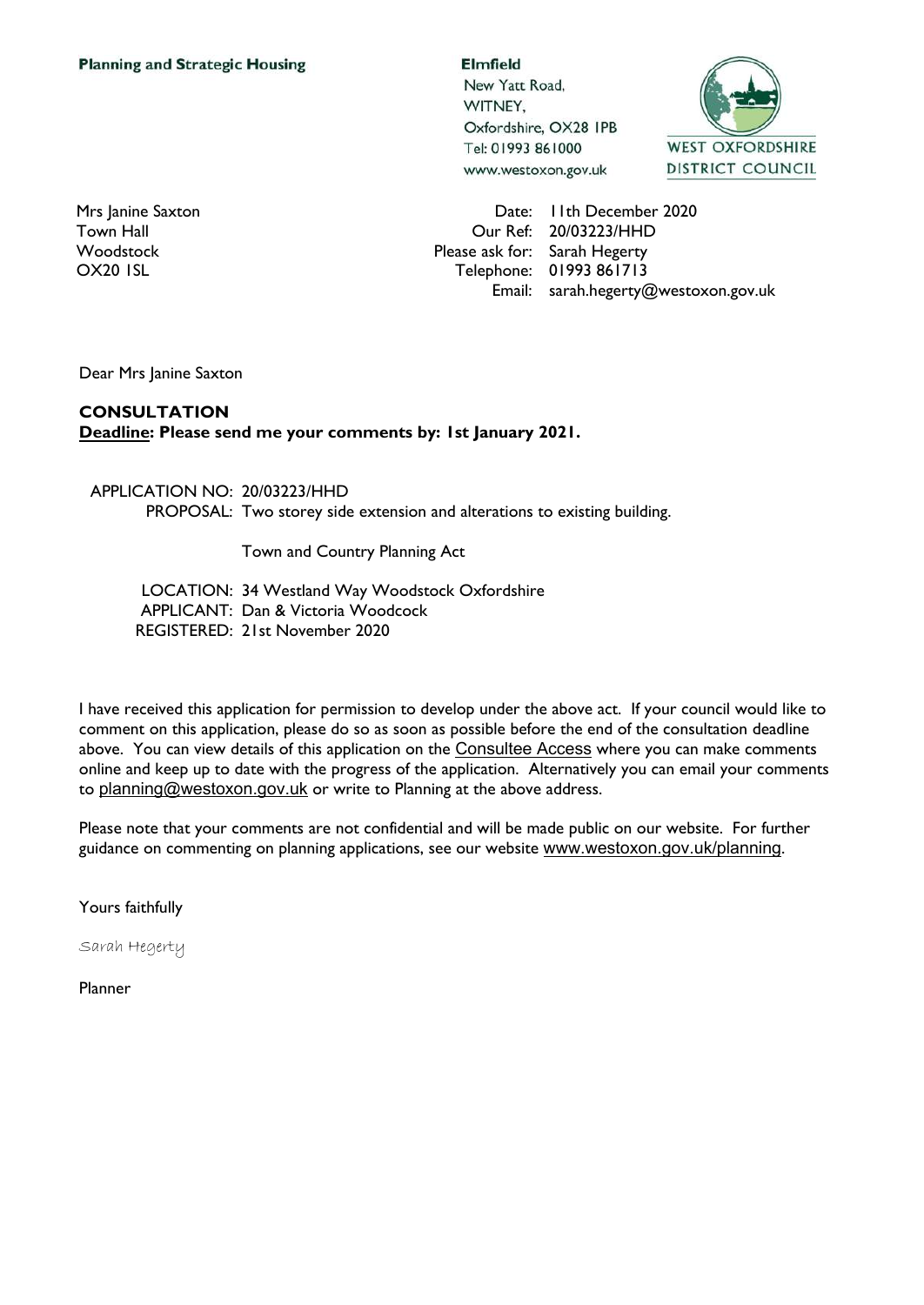**Planning and Strategic Housing**

**Elmfield**
New Yatt Road,
WITNEY,
Oxfordshire, OX28 1PB
Tel: 01993 861000
www.westoxon.gov.uk

WEST OXFORDSHIRE DISTRICT COUNCIL

Mrs Janine Saxton
Town Hall
Woodstock
OX20 1SL

Date: 11th December 2020
Our Ref: 20/03223/HHD
Please ask for: Sarah Hegerty
Telephone: 01993 861713
Email: sarah.hegerty@westoxon.gov.uk

Dear Mrs Janine Saxton

**CONSULTATION**
**Deadline: Please send me your comments by: 1st January 2021.**

APPLICATION NO: 20/03223/HHD
PROPOSAL: Two storey side extension and alterations to existing building.

Town and Country Planning Act

LOCATION: 34 Westland Way Woodstock Oxfordshire
APPLICANT: Dan & Victoria Woodcock
REGISTERED: 21st November 2020

I have received this application for permission to develop under the above act. If your council would like to comment on this application, please do so as soon as possible before the end of the consultation deadline above. You can view details of this application on the Consultee Access where you can make comments online and keep up to date with the progress of the application. Alternatively you can email your comments to planning@westoxon.gov.uk or write to Planning at the above address.

Please note that your comments are not confidential and will be made public on our website. For further guidance on commenting on planning applications, see our website www.westoxon.gov.uk/planning.

Yours faithfully

Sarah Hegerty

Planner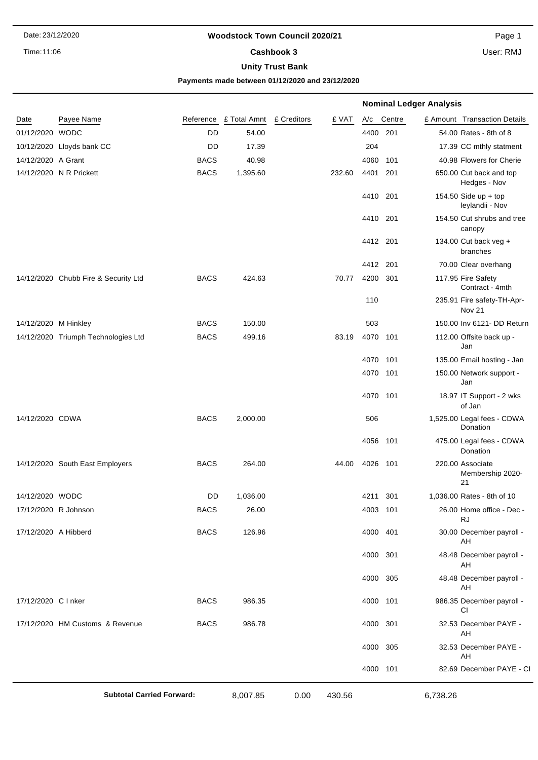Date: 23/12/2020

Time: 11:06

**Woodstock Town Council 2020/21**

**Cashbook 3**

**Unity Trust Bank**

**Payments made between 01/12/2020 and 23/12/2020**

User: RMJ

| | | | | | | Nominal Ledger Analysis | | | |
|---|---|---|---|---|---|---|---|---|---|
| Date | Payee Name | Reference | £ Total Amnt | £ Creditors | £ VAT | A/c | Centre | £ Amount | Transaction Details |
| 01/12/2020 | WODC | DD | 54.00 | | | 4400 | 201 | 54.00 | Rates - 8th of 8 |
| 10/12/2020 | Lloyds bank CC | DD | 17.39 | | | 204 | | 17.39 | CC mthly statment |
| 14/12/2020 | A Grant | BACS | 40.98 | | | 4060 | 101 | 40.98 | Flowers for Cherie |
| 14/12/2020 | N R Prickett | BACS | 1,395.60 | | 232.60 | 4401 | 201 | 650.00 | Cut back and top Hedges - Nov |
| | | | | | | 4410 | 201 | 154.50 | Side up + top leylandii - Nov |
| | | | | | | 4410 | 201 | 154.50 | Cut shrubs and tree canopy |
| | | | | | | 4412 | 201 | 134.00 | Cut back veg + branches |
| | | | | | | 4412 | 201 | 70.00 | Clear overhang |
| 14/12/2020 | Chubb Fire & Security Ltd | BACS | 424.63 | | 70.77 | 4200 | 301 | 117.95 | Fire Safety Contract - 4mth |
| | | | | | | 110 | | 235.91 | Fire safety-TH-Apr-Nov 21 |
| 14/12/2020 | M Hinkley | BACS | 150.00 | | | 503 | | 150.00 | Inv 6121- DD Return |
| 14/12/2020 | Triumph Technologies Ltd | BACS | 499.16 | | 83.19 | 4070 | 101 | 112.00 | Offsite back up - Jan |
| | | | | | | 4070 | 101 | 135.00 | Email hosting - Jan |
| | | | | | | 4070 | 101 | 150.00 | Network support - Jan |
| | | | | | | 4070 | 101 | 18.97 | IT Support - 2 wks of Jan |
| 14/12/2020 | CDWA | BACS | 2,000.00 | | | 506 | | 1,525.00 | Legal fees - CDWA Donation |
| | | | | | | 4056 | 101 | 475.00 | Legal fees - CDWA Donation |
| 14/12/2020 | South East Employers | BACS | 264.00 | | 44.00 | 4026 | 101 | 220.00 | Associate Membership 2020-21 |
| 14/12/2020 | WODC | DD | 1,036.00 | | | 4211 | 301 | 1,036.00 | Rates - 8th of 10 |
| 17/12/2020 | R Johnson | BACS | 26.00 | | | 4003 | 101 | 26.00 | Home office - Dec - RJ |
| 17/12/2020 | A Hibberd | BACS | 126.96 | | | 4000 | 401 | 30.00 | December payroll - AH |
| | | | | | | 4000 | 301 | 48.48 | December payroll - AH |
| | | | | | | 4000 | 305 | 48.48 | December payroll - AH |
| 17/12/2020 | C I nker | BACS | 986.35 | | | 4000 | 101 | 986.35 | December payroll - CI |
| 17/12/2020 | HM Customs & Revenue | BACS | 986.78 | | | 4000 | 301 | 32.53 | December PAYE - AH |
| | | | | | | 4000 | 305 | 32.53 | December PAYE - AH |
| | | | | | | 4000 | 101 | 82.69 | December PAYE - CI |
| | **Subtotal Carried Forward:** | | 8,007.85 | 0.00 | 430.56 | | | 6,738.26 | |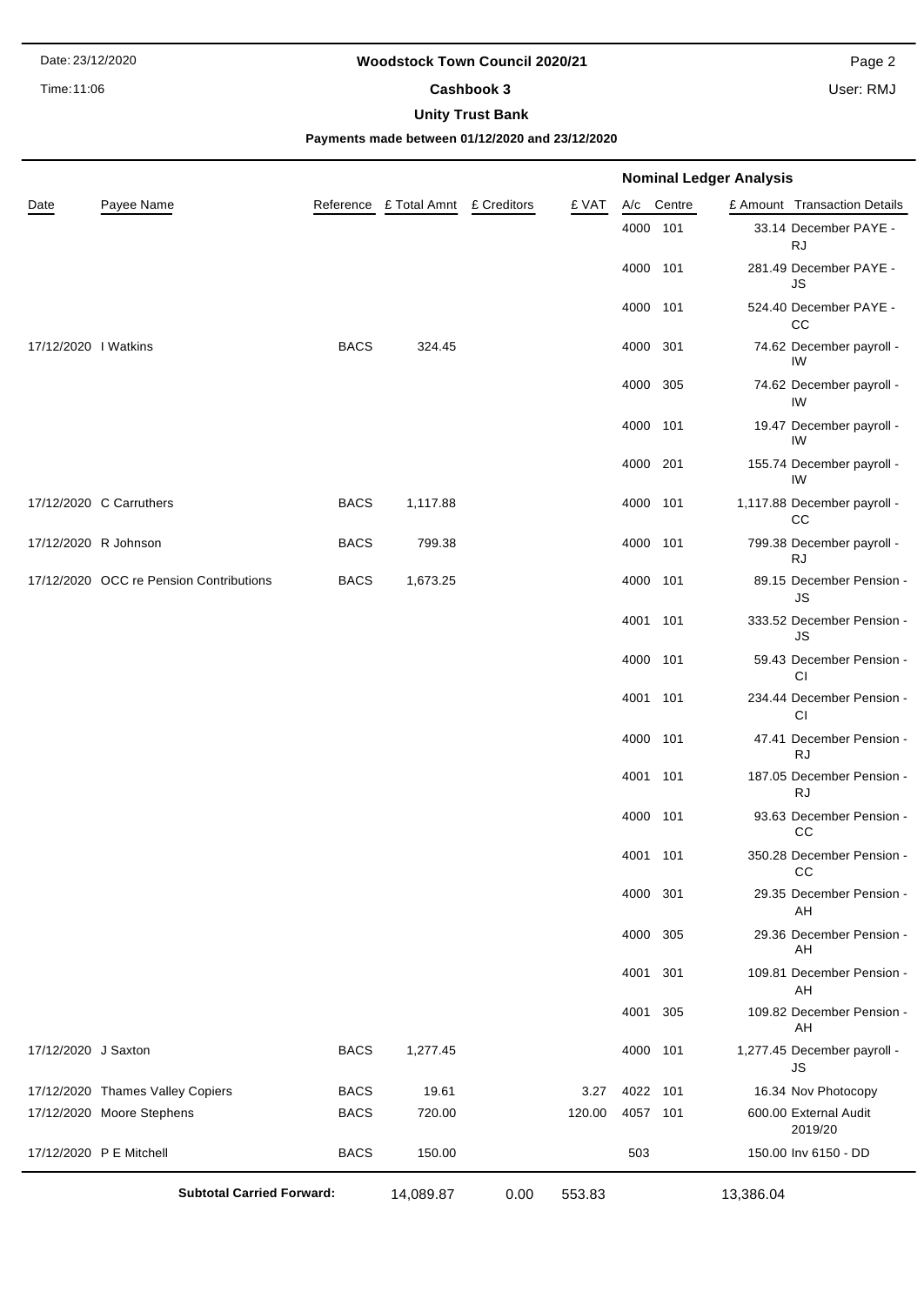Date: 23/12/2020

Time: 11:06

**Woodstock Town Council 2020/21**

**Cashbook 3**

**Unity Trust Bank**

**Payments made between 01/12/2020 and 23/12/2020**

User: RMJ

| Date | Payee Name | Reference | £ Total Amnt | £ Creditors | £ VAT | A/c | Centre | £ Amount | Transaction Details |
|---|---|---|---|---|---|---|---|---|---|
| | | | | | | 4000 | 101 | 33.14 | December PAYE - RJ |
| | | | | | | 4000 | 101 | 281.49 | December PAYE - JS |
| | | | | | | 4000 | 101 | 524.40 | December PAYE - CC |
| 17/12/2020 | I Watkins | BACS | 324.45 | | | 4000 | 301 | 74.62 | December payroll - IW |
| | | | | | | 4000 | 305 | 74.62 | December payroll - IW |
| | | | | | | 4000 | 101 | 19.47 | December payroll - IW |
| | | | | | | 4000 | 201 | 155.74 | December payroll - IW |
| 17/12/2020 | C Carruthers | BACS | 1,117.88 | | | 4000 | 101 | 1,117.88 | December payroll - CC |
| 17/12/2020 | R Johnson | BACS | 799.38 | | | 4000 | 101 | 799.38 | December payroll - RJ |
| 17/12/2020 | OCC re Pension Contributions | BACS | 1,673.25 | | | 4000 | 101 | 89.15 | December Pension - JS |
| | | | | | | 4001 | 101 | 333.52 | December Pension - JS |
| | | | | | | 4000 | 101 | 59.43 | December Pension - CI |
| | | | | | | 4001 | 101 | 234.44 | December Pension - CI |
| | | | | | | 4000 | 101 | 47.41 | December Pension - RJ |
| | | | | | | 4001 | 101 | 187.05 | December Pension - RJ |
| | | | | | | 4000 | 101 | 93.63 | December Pension - CC |
| | | | | | | 4001 | 101 | 350.28 | December Pension - CC |
| | | | | | | 4000 | 301 | 29.35 | December Pension - AH |
| | | | | | | 4000 | 305 | 29.36 | December Pension - AH |
| | | | | | | 4001 | 301 | 109.81 | December Pension - AH |
| | | | | | | 4001 | 305 | 109.82 | December Pension - AH |
| 17/12/2020 | J Saxton | BACS | 1,277.45 | | | 4000 | 101 | 1,277.45 | December payroll - JS |
| 17/12/2020 | Thames Valley Copiers | BACS | 19.61 | | 3.27 | 4022 | 101 | 16.34 | Nov Photocopy |
| 17/12/2020 | Moore Stephens | BACS | 720.00 | | 120.00 | 4057 | 101 | 600.00 | External Audit 2019/20 |
| 17/12/2020 | P E Mitchell | BACS | 150.00 | | | 503 | | 150.00 | Inv 6150 - DD |
| | **Subtotal Carried Forward:** | | 14,089.87 | 0.00 | 553.83 | | | 13,386.04 | |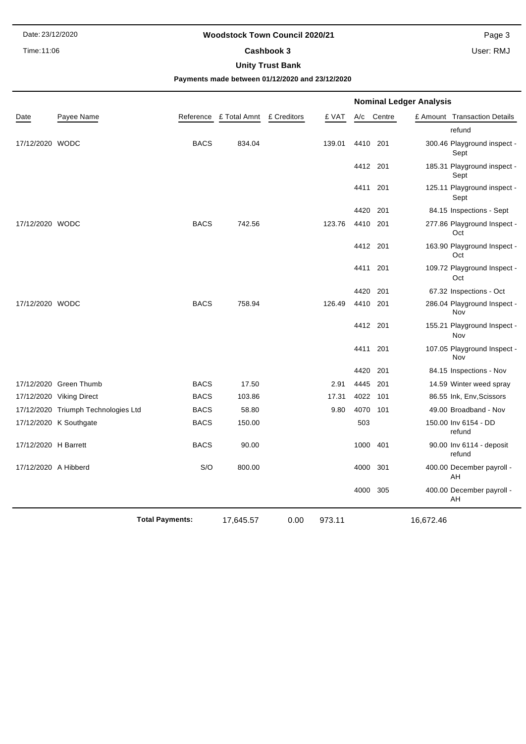Date: 23/12/2020

Time: 11:06

**Woodstock Town Council 2020/21**

**Cashbook 3**

**Unity Trust Bank**

**Payments made between 01/12/2020 and 23/12/2020**

User: RMJ

| Date | Payee Name | Reference | £ Total Amnt | £ Creditors | £ VAT | A/c | Centre | £ Amount | Transaction Details |
|---|---|---|---|---|---|---|---|---|---|
| | | | | | | | | | refund |
| 17/12/2020 | WODC | BACS | 834.04 | | 139.01 | 4410 | 201 | 300.46 | Playground inspect - Sept |
| | | | | | | 4412 | 201 | 185.31 | Playground inspect - Sept |
| | | | | | | 4411 | 201 | 125.11 | Playground inspect - Sept |
| | | | | | | 4420 | 201 | 84.15 | Inspections - Sept |
| 17/12/2020 | WODC | BACS | 742.56 | | 123.76 | 4410 | 201 | 277.86 | Playground Inspect - Oct |
| | | | | | | 4412 | 201 | 163.90 | Playground Inspect - Oct |
| | | | | | | 4411 | 201 | 109.72 | Playground Inspect - Oct |
| | | | | | | 4420 | 201 | 67.32 | Inspections - Oct |
| 17/12/2020 | WODC | BACS | 758.94 | | 126.49 | 4410 | 201 | 286.04 | Playground Inspect - Nov |
| | | | | | | 4412 | 201 | 155.21 | Playground Inspect - Nov |
| | | | | | | 4411 | 201 | 107.05 | Playground Inspect - Nov |
| | | | | | | 4420 | 201 | 84.15 | Inspections - Nov |
| 17/12/2020 | Green Thumb | BACS | 17.50 | | 2.91 | 4445 | 201 | 14.59 | Winter weed spray |
| 17/12/2020 | Viking Direct | BACS | 103.86 | | 17.31 | 4022 | 101 | 86.55 | Ink, Env,Scissors |
| 17/12/2020 | Triumph Technologies Ltd | BACS | 58.80 | | 9.80 | 4070 | 101 | 49.00 | Broadband - Nov |
| 17/12/2020 | K Southgate | BACS | 150.00 | | | 503 | | 150.00 | Inv 6154 - DD refund |
| 17/12/2020 | H Barrett | BACS | 90.00 | | | 1000 | 401 | 90.00 | Inv 6114 - deposit refund |
| 17/12/2020 | A Hibberd | S/O | 800.00 | | | 4000 | 301 | 400.00 | December payroll - AH |
| | | | | | | 4000 | 305 | 400.00 | December payroll - AH |
| | | **Total Payments:** | 17,645.57 | 0.00 | 973.11 | | | 16,672.46 | |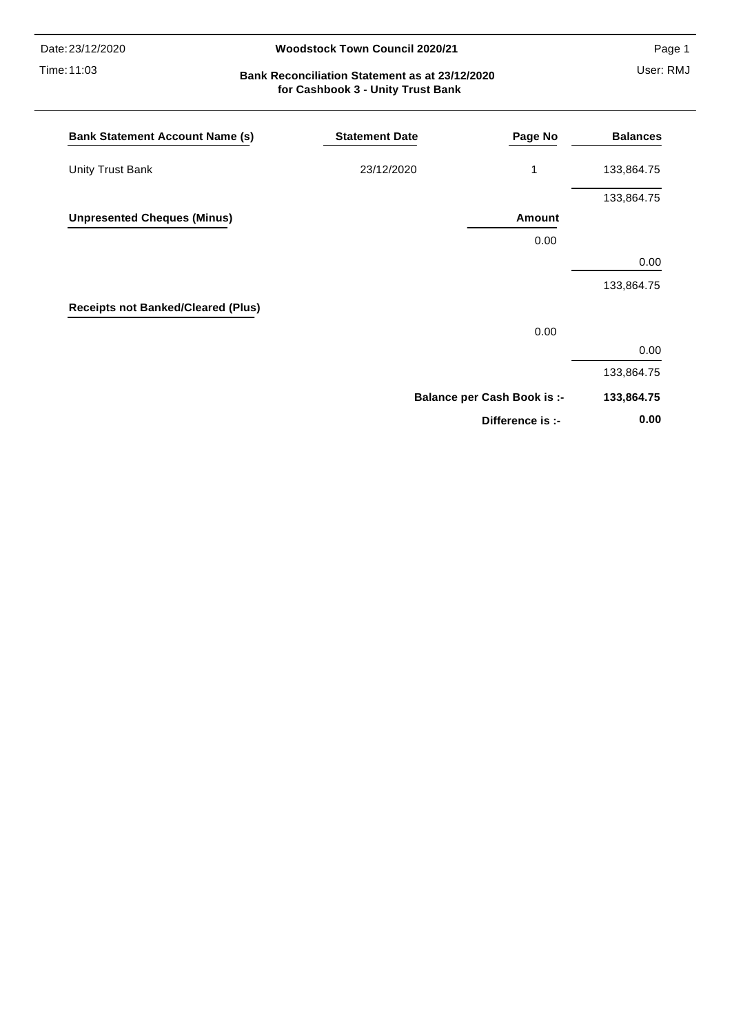Date: 23/12/2020

Time: 11:03

**Woodstock Town Council 2020/21**

User: RMJ

**Bank Reconciliation Statement as at 23/12/2020**
**for Cashbook 3 - Unity Trust Bank**

| **Bank Statement Account Name (s)** | **Statement Date** | **Page No** | **Balances** |
|---|---|---|---|
| Unity Trust Bank | 23/12/2020 | 1 | 133,864.75 |
| | | | 133,864.75 |
| **Unpresented Cheques (Minus)** | | **Amount** | |
| | | 0.00 | |
| | | | 0.00 |
| | | | 133,864.75 |
| **Receipts not Banked/Cleared (Plus)** | | | |
| | | 0.00 | |
| | | | 0.00 |
| | | | 133,864.75 |
| | | **Balance per Cash Book is :-** | **133,864.75** |
| | | **Difference is :-** | **0.00** |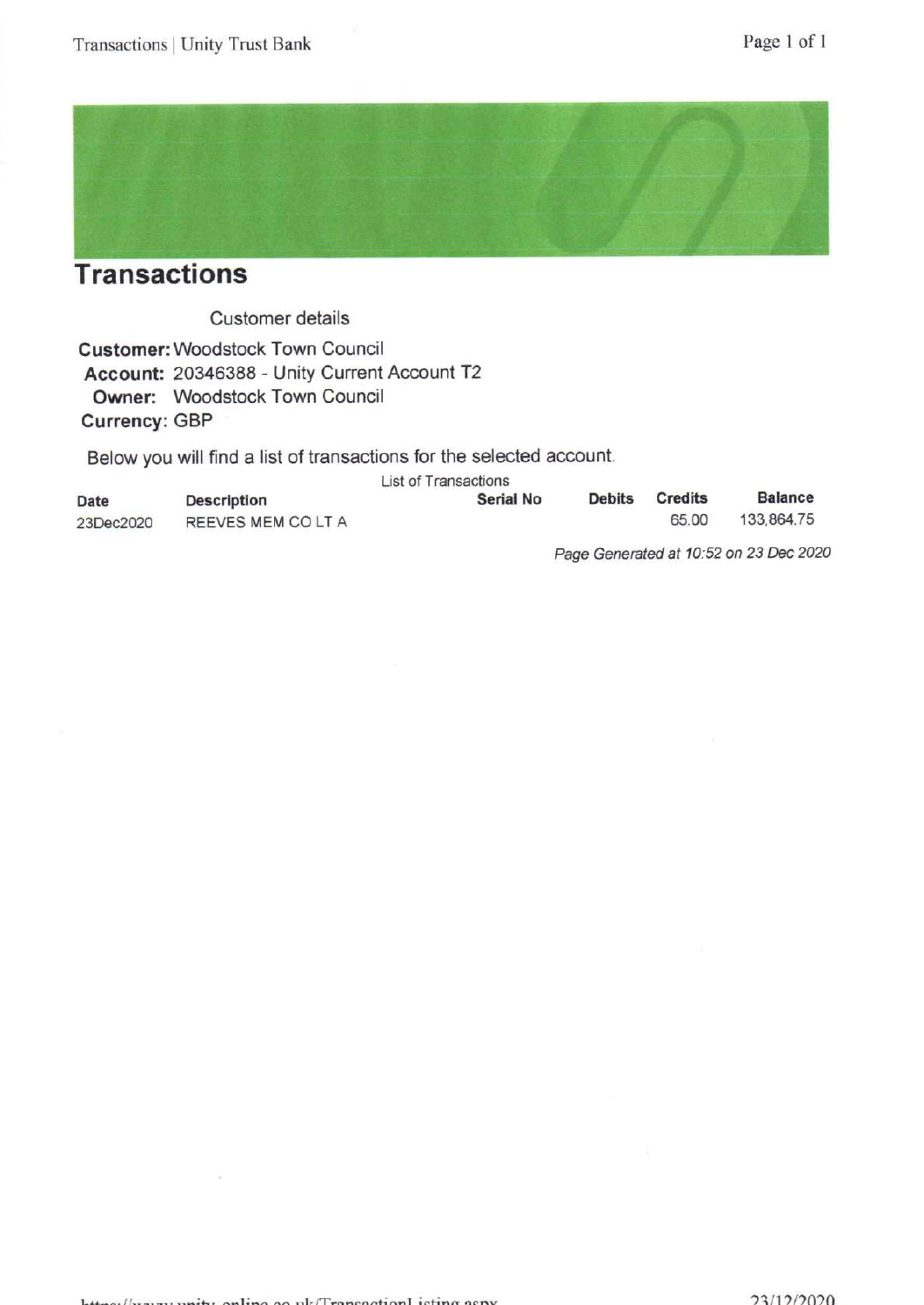## Transactions

Customer details

**Customer:** Woodstock Town Council
**Account:** 20346388 - Unity Current Account T2
**Owner:** Woodstock Town Council
**Currency:** GBP

Below you will find a list of transactions for the selected account.

List of Transactions

| Date | Description | Serial No | Debits | Credits | Balance |
|---|---|---|---|---|---|
| 23Dec2020 | REEVES MEM CO LT A | | | 65.00 | 133,864.75 |

*Page Generated at 10:52 on 23 Dec 2020*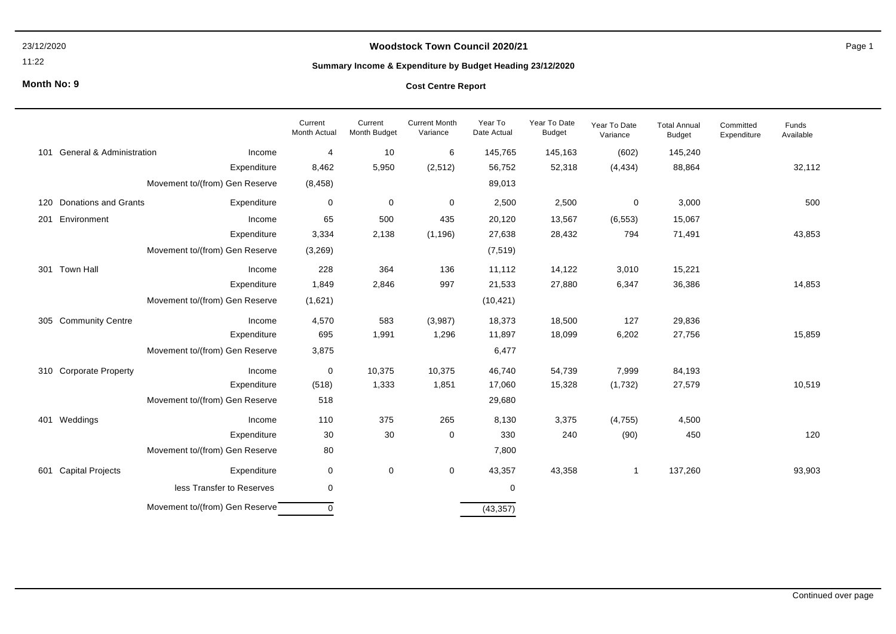23/12/2020

11:22

**Month No: 9**

# Woodstock Town Council 2020/21

## Summary Income & Expenditure by Budget Heading 23/12/2020

### Cost Centre Report

| | | | Current Month Actual | Current Month Budget | Current Month Variance | Year To Date Actual | Year To Date Budget | Year To Date Variance | Total Annual Budget | Committed Expenditure | Funds Available |
|---|---|---|---|---|---|---|---|---|---|---|---|
| 101 | General & Administration | Income | 4 | 10 | 6 | 145,765 | 145,163 | (602) | 145,240 | | |
| | | Expenditure | 8,462 | 5,950 | (2,512) | 56,752 | 52,318 | (4,434) | 88,864 | | 32,112 |
| | | Movement to/(from) Gen Reserve | (8,458) | | | 89,013 | | | | | |
| 120 | Donations and Grants | Expenditure | 0 | 0 | 0 | 2,500 | 2,500 | 0 | 3,000 | | 500 |
| 201 | Environment | Income | 65 | 500 | 435 | 20,120 | 13,567 | (6,553) | 15,067 | | |
| | | Expenditure | 3,334 | 2,138 | (1,196) | 27,638 | 28,432 | 794 | 71,491 | | 43,853 |
| | | Movement to/(from) Gen Reserve | (3,269) | | | (7,519) | | | | | |
| 301 | Town Hall | Income | 228 | 364 | 136 | 11,112 | 14,122 | 3,010 | 15,221 | | |
| | | Expenditure | 1,849 | 2,846 | 997 | 21,533 | 27,880 | 6,347 | 36,386 | | 14,853 |
| | | Movement to/(from) Gen Reserve | (1,621) | | | (10,421) | | | | | |
| 305 | Community Centre | Income | 4,570 | 583 | (3,987) | 18,373 | 18,500 | 127 | 29,836 | | |
| | | Expenditure | 695 | 1,991 | 1,296 | 11,897 | 18,099 | 6,202 | 27,756 | | 15,859 |
| | | Movement to/(from) Gen Reserve | 3,875 | | | 6,477 | | | | | |
| 310 | Corporate Property | Income | 0 | 10,375 | 10,375 | 46,740 | 54,739 | 7,999 | 84,193 | | |
| | | Expenditure | (518) | 1,333 | 1,851 | 17,060 | 15,328 | (1,732) | 27,579 | | 10,519 |
| | | Movement to/(from) Gen Reserve | 518 | | | 29,680 | | | | | |
| 401 | Weddings | Income | 110 | 375 | 265 | 8,130 | 3,375 | (4,755) | 4,500 | | |
| | | Expenditure | 30 | 30 | 0 | 330 | 240 | (90) | 450 | | 120 |
| | | Movement to/(from) Gen Reserve | 80 | | | 7,800 | | | | | |
| 601 | Capital Projects | Expenditure | 0 | 0 | 0 | 43,357 | 43,358 | 1 | 137,260 | | 93,903 |
| | | less Transfer to Reserves | 0 | | | 0 | | | | | |
| | | Movement to/(from) Gen Reserve | 0 | | | (43,357) | | | | | |

Continued over page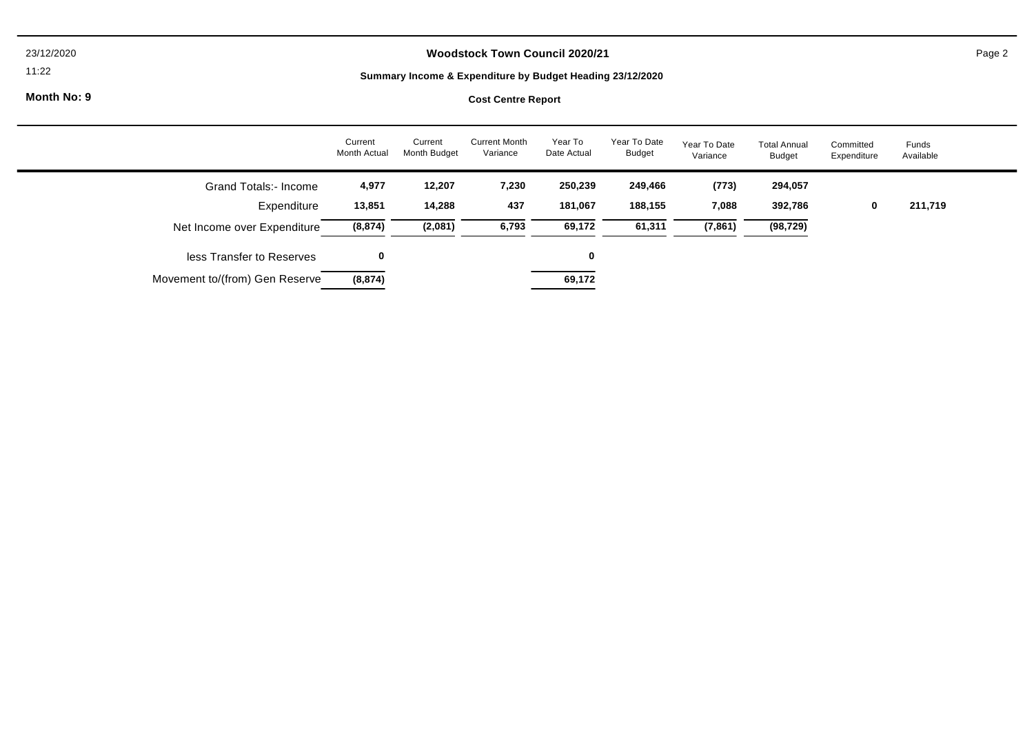23/12/2020

11:22

# Woodstock Town Council 2020/21

## Summary Income & Expenditure by Budget Heading 23/12/2020

**Month No: 9**

**Cost Centre Report**

| | Current Month Actual | Current Month Budget | Current Month Variance | Year To Date Actual | Year To Date Budget | Year To Date Variance | Total Annual Budget | Committed Expenditure | Funds Available |
|---|---|---|---|---|---|---|---|---|---|
| Grand Totals:- Income | **4,977** | **12,207** | **7,230** | **250,239** | **249,466** | **(773)** | **294,057** | | |
| Expenditure | **13,851** | **14,288** | **437** | **181,067** | **188,155** | **7,088** | **392,786** | **0** | **211,719** |
| Net Income over Expenditure | **(8,874)** | **(2,081)** | **6,793** | **69,172** | **61,311** | **(7,861)** | **(98,729)** | | |
| less Transfer to Reserves | **0** | | | **0** | | | | | |
| Movement to/(from) Gen Reserve | **(8,874)** | | | **69,172** | | | | | |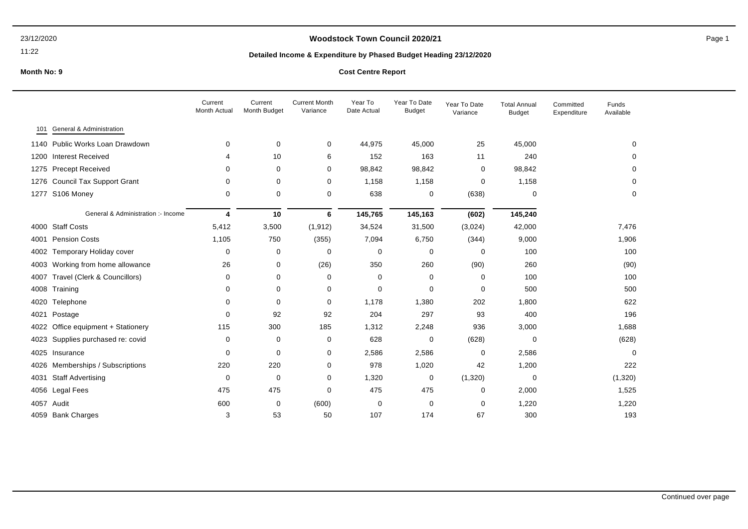23/12/2020

11:22

**Woodstock Town Council 2020/21**

**Detailed Income & Expenditure by Phased Budget Heading 23/12/2020**

**Month No: 9**

**Cost Centre Report**

| | Current Month Actual | Current Month Budget | Current Month Variance | Year To Date Actual | Year To Date Budget | Year To Date Variance | Total Annual Budget | Committed Expenditure | Funds Available |
|---|---|---|---|---|---|---|---|---|---|
| **101 General & Administration** | | | | | | | | | |
| 1140 Public Works Loan Drawdown | 0 | 0 | 0 | 44,975 | 45,000 | 25 | 45,000 | | 0 |
| 1200 Interest Received | 4 | 10 | 6 | 152 | 163 | 11 | 240 | | 0 |
| 1275 Precept Received | 0 | 0 | 0 | 98,842 | 98,842 | 0 | 98,842 | | 0 |
| 1276 Council Tax Support Grant | 0 | 0 | 0 | 1,158 | 1,158 | 0 | 1,158 | | 0 |
| 1277 S106 Money | 0 | 0 | 0 | 638 | 0 | (638) | 0 | | 0 |
| General & Administration :- Income | **4** | **10** | **6** | **145,765** | **145,163** | **(602)** | **145,240** | | |
| 4000 Staff Costs | 5,412 | 3,500 | (1,912) | 34,524 | 31,500 | (3,024) | 42,000 | | 7,476 |
| 4001 Pension Costs | 1,105 | 750 | (355) | 7,094 | 6,750 | (344) | 9,000 | | 1,906 |
| 4002 Temporary Holiday cover | 0 | 0 | 0 | 0 | 0 | 0 | 100 | | 100 |
| 4003 Working from home allowance | 26 | 0 | (26) | 350 | 260 | (90) | 260 | | (90) |
| 4007 Travel (Clerk & Councillors) | 0 | 0 | 0 | 0 | 0 | 0 | 100 | | 100 |
| 4008 Training | 0 | 0 | 0 | 0 | 0 | 0 | 500 | | 500 |
| 4020 Telephone | 0 | 0 | 0 | 1,178 | 1,380 | 202 | 1,800 | | 622 |
| 4021 Postage | 0 | 92 | 92 | 204 | 297 | 93 | 400 | | 196 |
| 4022 Office equipment + Stationery | 115 | 300 | 185 | 1,312 | 2,248 | 936 | 3,000 | | 1,688 |
| 4023 Supplies purchased re: covid | 0 | 0 | 0 | 628 | 0 | (628) | 0 | | (628) |
| 4025 Insurance | 0 | 0 | 0 | 2,586 | 2,586 | 0 | 2,586 | | 0 |
| 4026 Memberships / Subscriptions | 220 | 220 | 0 | 978 | 1,020 | 42 | 1,200 | | 222 |
| 4031 Staff Advertising | 0 | 0 | 0 | 1,320 | 0 | (1,320) | 0 | | (1,320) |
| 4056 Legal Fees | 475 | 475 | 0 | 475 | 475 | 0 | 2,000 | | 1,525 |
| 4057 Audit | 600 | 0 | (600) | 0 | 0 | 0 | 1,220 | | 1,220 |
| 4059 Bank Charges | 3 | 53 | 50 | 107 | 174 | 67 | 300 | | 193 |

Continued over page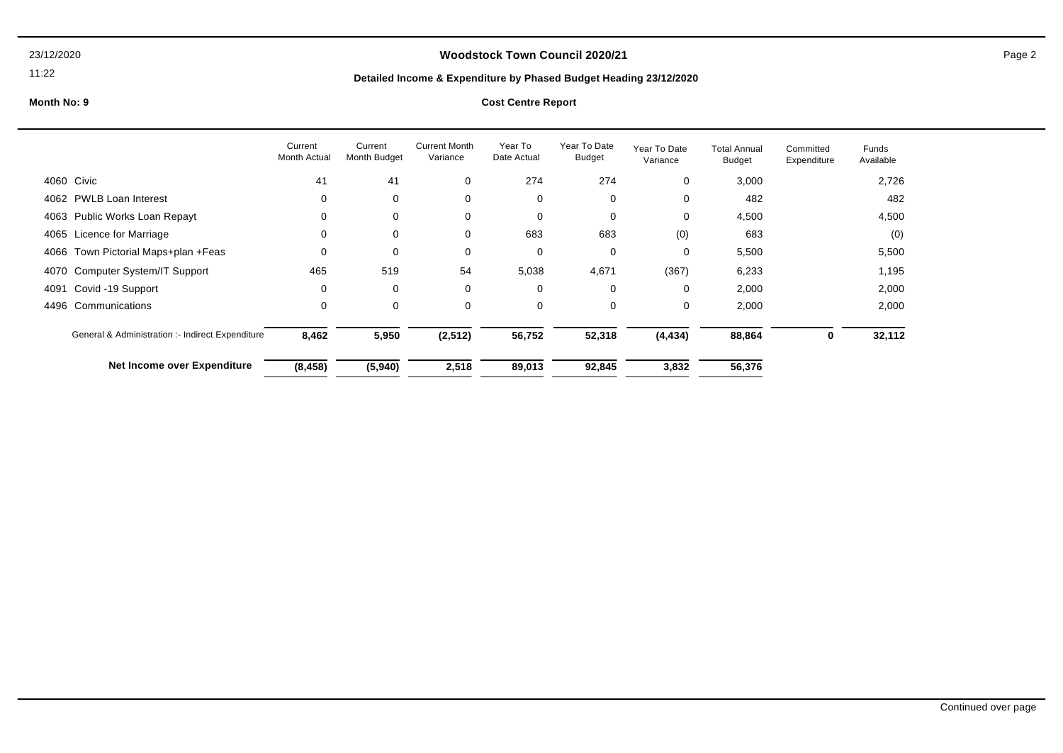**Woodstock Town Council 2020/21**

**Detailed Income & Expenditure by Phased Budget Heading 23/12/2020**

23/12/2020

11:22

**Month No: 9**

**Cost Centre Report**

| | Current Month Actual | Current Month Budget | Current Month Variance | Year To Date Actual | Year To Date Budget | Year To Date Variance | Total Annual Budget | Committed Expenditure | Funds Available |
|---|---|---|---|---|---|---|---|---|---|
| 4060 Civic | 41 | 41 | 0 | 274 | 274 | 0 | 3,000 | | 2,726 |
| 4062 PWLB Loan Interest | 0 | 0 | 0 | 0 | 0 | 0 | 482 | | 482 |
| 4063 Public Works Loan Repayt | 0 | 0 | 0 | 0 | 0 | 0 | 4,500 | | 4,500 |
| 4065 Licence for Marriage | 0 | 0 | 0 | 683 | 683 | (0) | 683 | | (0) |
| 4066 Town Pictorial Maps+plan +Feas | 0 | 0 | 0 | 0 | 0 | 0 | 5,500 | | 5,500 |
| 4070 Computer System/IT Support | 465 | 519 | 54 | 5,038 | 4,671 | (367) | 6,233 | | 1,195 |
| 4091 Covid -19 Support | 0 | 0 | 0 | 0 | 0 | 0 | 2,000 | | 2,000 |
| 4496 Communications | 0 | 0 | 0 | 0 | 0 | 0 | 2,000 | | 2,000 |
| General & Administration :- Indirect Expenditure | **8,462** | **5,950** | **(2,512)** | **56,752** | **52,318** | **(4,434)** | **88,864** | **0** | **32,112** |
| **Net Income over Expenditure** | **(8,458)** | **(5,940)** | **2,518** | **89,013** | **92,845** | **3,832** | **56,376** | | |

Continued over page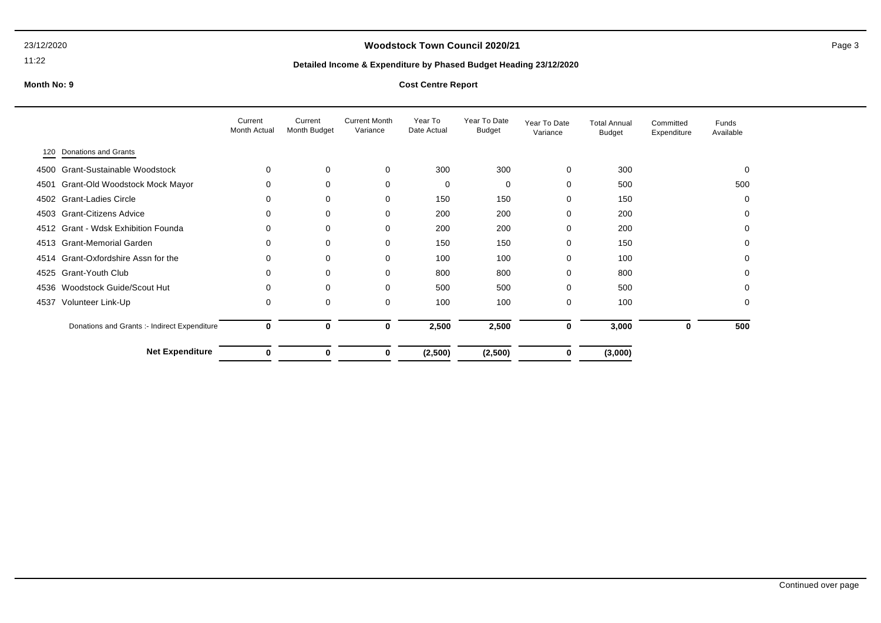**Woodstock Town Council 2020/21**

**Detailed Income & Expenditure by Phased Budget Heading 23/12/2020**

**Month No: 9**

**Cost Centre Report**

| | Current Month Actual | Current Month Budget | Current Month Variance | Year To Date Actual | Year To Date Budget | Year To Date Variance | Total Annual Budget | Committed Expenditure | Funds Available |
|---|---|---|---|---|---|---|---|---|---|
| 120 Donations and Grants | | | | | | | | | |
| 4500 Grant-Sustainable Woodstock | 0 | 0 | 0 | 300 | 300 | 0 | 300 | | 0 |
| 4501 Grant-Old Woodstock Mock Mayor | 0 | 0 | 0 | 0 | 0 | 0 | 500 | | 500 |
| 4502 Grant-Ladies Circle | 0 | 0 | 0 | 150 | 150 | 0 | 150 | | 0 |
| 4503 Grant-Citizens Advice | 0 | 0 | 0 | 200 | 200 | 0 | 200 | | 0 |
| 4512 Grant - Wdsk Exhibition Founda | 0 | 0 | 0 | 200 | 200 | 0 | 200 | | 0 |
| 4513 Grant-Memorial Garden | 0 | 0 | 0 | 150 | 150 | 0 | 150 | | 0 |
| 4514 Grant-Oxfordshire Assn for the | 0 | 0 | 0 | 100 | 100 | 0 | 100 | | 0 |
| 4525 Grant-Youth Club | 0 | 0 | 0 | 800 | 800 | 0 | 800 | | 0 |
| 4536 Woodstock Guide/Scout Hut | 0 | 0 | 0 | 500 | 500 | 0 | 500 | | 0 |
| 4537 Volunteer Link-Up | 0 | 0 | 0 | 100 | 100 | 0 | 100 | | 0 |
| Donations and Grants :- Indirect Expenditure | **0** | **0** | **0** | **2,500** | **2,500** | **0** | **3,000** | **0** | **500** |
| **Net Expenditure** | **0** | **0** | **0** | **(2,500)** | **(2,500)** | **0** | **(3,000)** | | |

Continued over page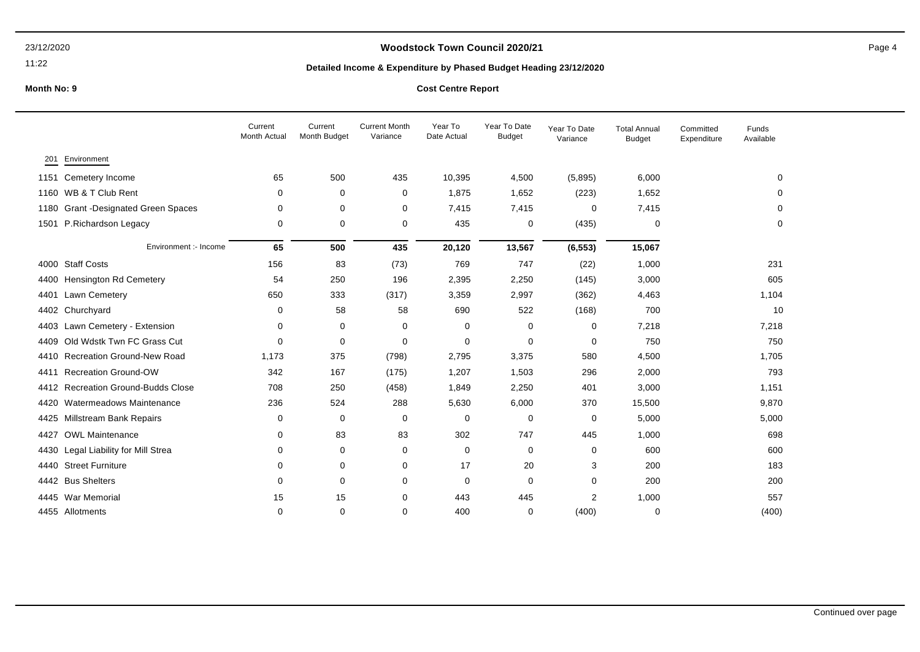**Woodstock Town Council 2020/21**

**Detailed Income & Expenditure by Phased Budget Heading 23/12/2020**

**Month No: 9**

**Cost Centre Report**

| | | Current Month Actual | Current Month Budget | Current Month Variance | Year To Date Actual | Year To Date Budget | Year To Date Variance | Total Annual Budget | Committed Expenditure | Funds Available |
|---|---|---|---|---|---|---|---|---|---|---|
| 201 | Environment | | | | | | | | | |
| 1151 | Cemetery Income | 65 | 500 | 435 | 10,395 | 4,500 | (5,895) | 6,000 | | 0 |
| 1160 | WB & T Club Rent | 0 | 0 | 0 | 1,875 | 1,652 | (223) | 1,652 | | 0 |
| 1180 | Grant -Designated Green Spaces | 0 | 0 | 0 | 7,415 | 7,415 | 0 | 7,415 | | 0 |
| 1501 | P.Richardson Legacy | 0 | 0 | 0 | 435 | 0 | (435) | 0 | | 0 |
| | Environment :- Income | **65** | **500** | **435** | **20,120** | **13,567** | **(6,553)** | **15,067** | | |
| 4000 | Staff Costs | 156 | 83 | (73) | 769 | 747 | (22) | 1,000 | | 231 |
| 4400 | Hensington Rd Cemetery | 54 | 250 | 196 | 2,395 | 2,250 | (145) | 3,000 | | 605 |
| 4401 | Lawn Cemetery | 650 | 333 | (317) | 3,359 | 2,997 | (362) | 4,463 | | 1,104 |
| 4402 | Churchyard | 0 | 58 | 58 | 690 | 522 | (168) | 700 | | 10 |
| 4403 | Lawn Cemetery - Extension | 0 | 0 | 0 | 0 | 0 | 0 | 7,218 | | 7,218 |
| 4409 | Old Wdstk Twn FC Grass Cut | 0 | 0 | 0 | 0 | 0 | 0 | 750 | | 750 |
| 4410 | Recreation Ground-New Road | 1,173 | 375 | (798) | 2,795 | 3,375 | 580 | 4,500 | | 1,705 |
| 4411 | Recreation Ground-OW | 342 | 167 | (175) | 1,207 | 1,503 | 296 | 2,000 | | 793 |
| 4412 | Recreation Ground-Budds Close | 708 | 250 | (458) | 1,849 | 2,250 | 401 | 3,000 | | 1,151 |
| 4420 | Watermeadows Maintenance | 236 | 524 | 288 | 5,630 | 6,000 | 370 | 15,500 | | 9,870 |
| 4425 | Millstream Bank Repairs | 0 | 0 | 0 | 0 | 0 | 0 | 5,000 | | 5,000 |
| 4427 | OWL Maintenance | 0 | 83 | 83 | 302 | 747 | 445 | 1,000 | | 698 |
| 4430 | Legal Liability for Mill Strea | 0 | 0 | 0 | 0 | 0 | 0 | 600 | | 600 |
| 4440 | Street Furniture | 0 | 0 | 0 | 17 | 20 | 3 | 200 | | 183 |
| 4442 | Bus Shelters | 0 | 0 | 0 | 0 | 0 | 0 | 200 | | 200 |
| 4445 | War Memorial | 15 | 15 | 0 | 443 | 445 | 2 | 1,000 | | 557 |
| 4455 | Allotments | 0 | 0 | 0 | 400 | 0 | (400) | 0 | | (400) |

Continued over page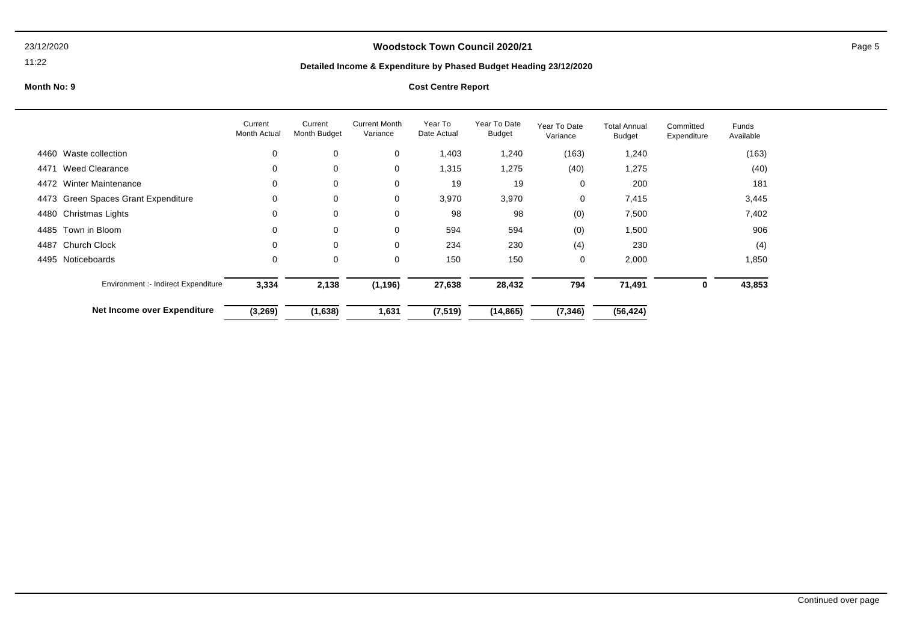**Woodstock Town Council 2020/21**

**Detailed Income & Expenditure by Phased Budget Heading 23/12/2020**

**Month No: 9**

**Cost Centre Report**

| | Current Month Actual | Current Month Budget | Current Month Variance | Year To Date Actual | Year To Date Budget | Year To Date Variance | Total Annual Budget | Committed Expenditure | Funds Available |
|---|---|---|---|---|---|---|---|---|---|
| 4460 Waste collection | 0 | 0 | 0 | 1,403 | 1,240 | (163) | 1,240 | | (163) |
| 4471 Weed Clearance | 0 | 0 | 0 | 1,315 | 1,275 | (40) | 1,275 | | (40) |
| 4472 Winter Maintenance | 0 | 0 | 0 | 19 | 19 | 0 | 200 | | 181 |
| 4473 Green Spaces Grant Expenditure | 0 | 0 | 0 | 3,970 | 3,970 | 0 | 7,415 | | 3,445 |
| 4480 Christmas Lights | 0 | 0 | 0 | 98 | 98 | (0) | 7,500 | | 7,402 |
| 4485 Town in Bloom | 0 | 0 | 0 | 594 | 594 | (0) | 1,500 | | 906 |
| 4487 Church Clock | 0 | 0 | 0 | 234 | 230 | (4) | 230 | | (4) |
| 4495 Noticeboards | 0 | 0 | 0 | 150 | 150 | 0 | 2,000 | | 1,850 |
| Environment :- Indirect Expenditure | **3,334** | **2,138** | **(1,196)** | **27,638** | **28,432** | **794** | **71,491** | **0** | **43,853** |
| **Net Income over Expenditure** | **(3,269)** | **(1,638)** | **1,631** | **(7,519)** | **(14,865)** | **(7,346)** | **(56,424)** | | |

Continued over page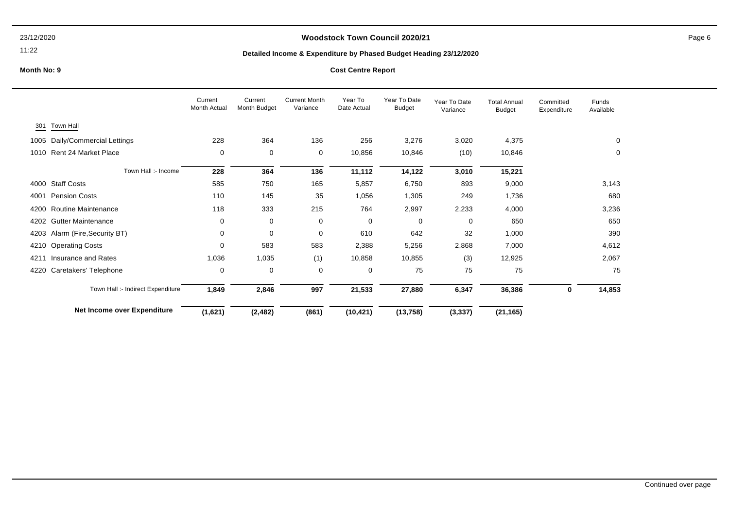**Woodstock Town Council 2020/21**

**Detailed Income & Expenditure by Phased Budget Heading 23/12/2020**

**Month No: 9**

**Cost Centre Report**

| | Current Month Actual | Current Month Budget | Current Month Variance | Year To Date Actual | Year To Date Budget | Year To Date Variance | Total Annual Budget | Committed Expenditure | Funds Available |
|---|---|---|---|---|---|---|---|---|---|
| **301 Town Hall** | | | | | | | | | |
| 1005 Daily/Commercial Lettings | 228 | 364 | 136 | 256 | 3,276 | 3,020 | 4,375 | | 0 |
| 1010 Rent 24 Market Place | 0 | 0 | 0 | 10,856 | 10,846 | (10) | 10,846 | | 0 |
| Town Hall :- Income | **228** | **364** | **136** | **11,112** | **14,122** | **3,010** | **15,221** | | |
| 4000 Staff Costs | 585 | 750 | 165 | 5,857 | 6,750 | 893 | 9,000 | | 3,143 |
| 4001 Pension Costs | 110 | 145 | 35 | 1,056 | 1,305 | 249 | 1,736 | | 680 |
| 4200 Routine Maintenance | 118 | 333 | 215 | 764 | 2,997 | 2,233 | 4,000 | | 3,236 |
| 4202 Gutter Maintenance | 0 | 0 | 0 | 0 | 0 | 0 | 650 | | 650 |
| 4203 Alarm (Fire,Security BT) | 0 | 0 | 0 | 610 | 642 | 32 | 1,000 | | 390 |
| 4210 Operating Costs | 0 | 583 | 583 | 2,388 | 5,256 | 2,868 | 7,000 | | 4,612 |
| 4211 Insurance and Rates | 1,036 | 1,035 | (1) | 10,858 | 10,855 | (3) | 12,925 | | 2,067 |
| 4220 Caretakers' Telephone | 0 | 0 | 0 | 0 | 75 | 75 | 75 | | 75 |
| Town Hall :- Indirect Expenditure | **1,849** | **2,846** | **997** | **21,533** | **27,880** | **6,347** | **36,386** | **0** | **14,853** |
| **Net Income over Expenditure** | **(1,621)** | **(2,482)** | **(861)** | **(10,421)** | **(13,758)** | **(3,337)** | **(21,165)** | | |

Continued over page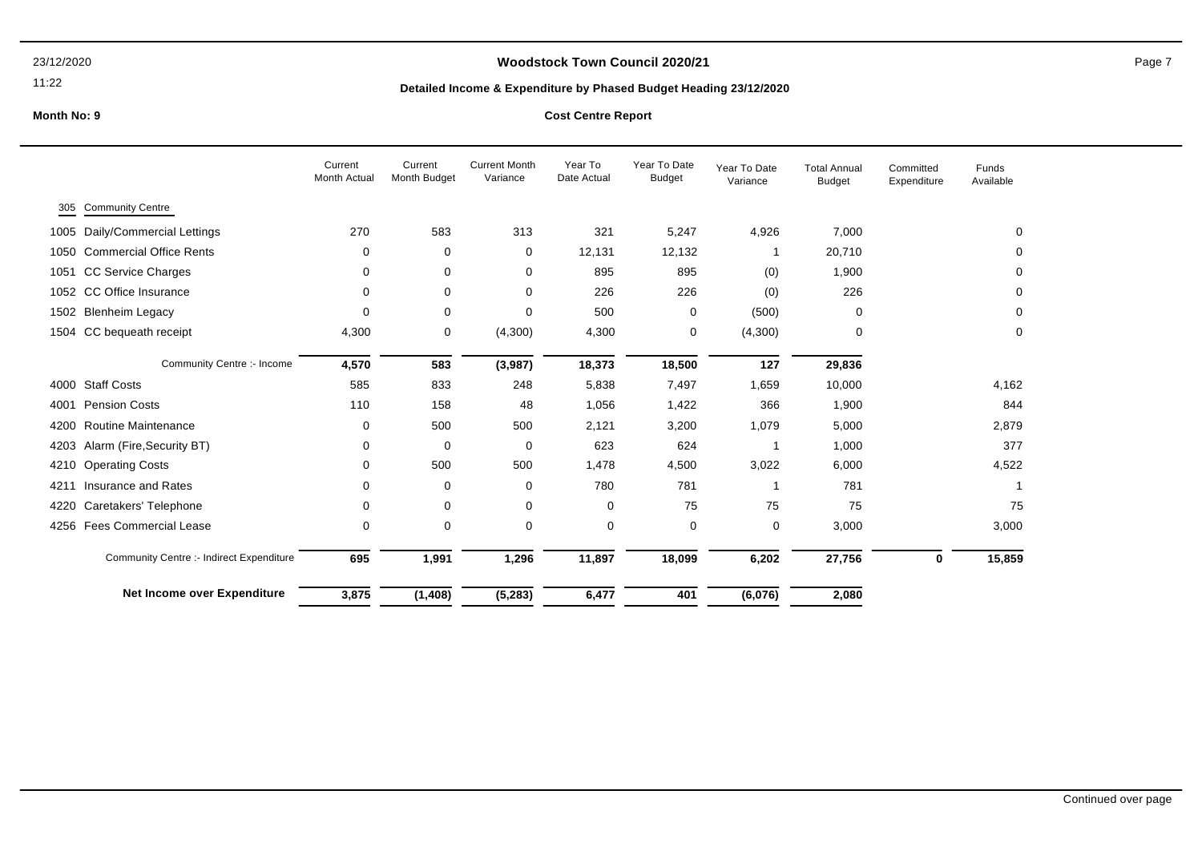# Woodstock Town Council 2020/21

## Detailed Income & Expenditure by Phased Budget Heading 23/12/2020

**Month No: 9**

**Cost Centre Report**

| | | Current Month Actual | Current Month Budget | Current Month Variance | Year To Date Actual | Year To Date Budget | Year To Date Variance | Total Annual Budget | Committed Expenditure | Funds Available |
|---|---|---|---|---|---|---|---|---|---|---|
| 305 | Community Centre | | | | | | | | | |
| 1005 | Daily/Commercial Lettings | 270 | 583 | 313 | 321 | 5,247 | 4,926 | 7,000 | | 0 |
| 1050 | Commercial Office Rents | 0 | 0 | 0 | 12,131 | 12,132 | 1 | 20,710 | | 0 |
| 1051 | CC Service Charges | 0 | 0 | 0 | 895 | 895 | (0) | 1,900 | | 0 |
| 1052 | CC Office Insurance | 0 | 0 | 0 | 226 | 226 | (0) | 226 | | 0 |
| 1502 | Blenheim Legacy | 0 | 0 | 0 | 500 | 0 | (500) | 0 | | 0 |
| 1504 | CC bequeath receipt | 4,300 | 0 | (4,300) | 4,300 | 0 | (4,300) | 0 | | 0 |
| | **Community Centre :- Income** | **4,570** | **583** | **(3,987)** | **18,373** | **18,500** | **127** | **29,836** | | |
| 4000 | Staff Costs | 585 | 833 | 248 | 5,838 | 7,497 | 1,659 | 10,000 | | 4,162 |
| 4001 | Pension Costs | 110 | 158 | 48 | 1,056 | 1,422 | 366 | 1,900 | | 844 |
| 4200 | Routine Maintenance | 0 | 500 | 500 | 2,121 | 3,200 | 1,079 | 5,000 | | 2,879 |
| 4203 | Alarm (Fire,Security BT) | 0 | 0 | 0 | 623 | 624 | 1 | 1,000 | | 377 |
| 4210 | Operating Costs | 0 | 500 | 500 | 1,478 | 4,500 | 3,022 | 6,000 | | 4,522 |
| 4211 | Insurance and Rates | 0 | 0 | 0 | 780 | 781 | 1 | 781 | | 1 |
| 4220 | Caretakers' Telephone | 0 | 0 | 0 | 0 | 75 | 75 | 75 | | 75 |
| 4256 | Fees Commercial Lease | 0 | 0 | 0 | 0 | 0 | 0 | 3,000 | | 3,000 |
| | **Community Centre :- Indirect Expenditure** | **695** | **1,991** | **1,296** | **11,897** | **18,099** | **6,202** | **27,756** | **0** | **15,859** |
| | **Net Income over Expenditure** | **3,875** | **(1,408)** | **(5,283)** | **6,477** | **401** | **(6,076)** | **2,080** | | |

Continued over page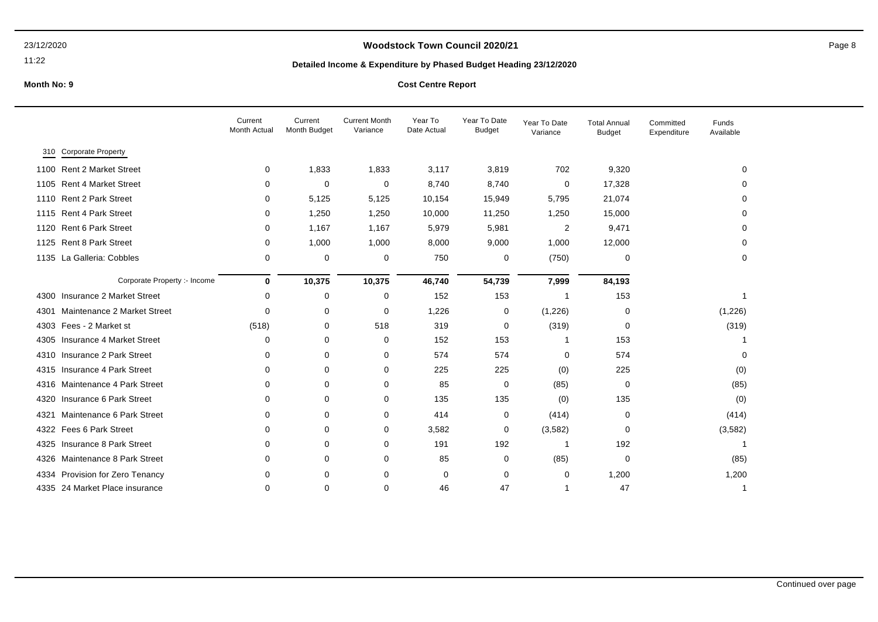**Woodstock Town Council 2020/21**

**Detailed Income & Expenditure by Phased Budget Heading 23/12/2020**

**Month No: 9**

**Cost Centre Report**

| | Current Month Actual | Current Month Budget | Current Month Variance | Year To Date Actual | Year To Date Budget | Year To Date Variance | Total Annual Budget | Committed Expenditure | Funds Available |
|---|---|---|---|---|---|---|---|---|---|
| **310 Corporate Property** | | | | | | | | | |
| 1100 Rent 2 Market Street | 0 | 1,833 | 1,833 | 3,117 | 3,819 | 702 | 9,320 | | 0 |
| 1105 Rent 4 Market Street | 0 | 0 | 0 | 8,740 | 8,740 | 0 | 17,328 | | 0 |
| 1110 Rent 2 Park Street | 0 | 5,125 | 5,125 | 10,154 | 15,949 | 5,795 | 21,074 | | 0 |
| 1115 Rent 4 Park Street | 0 | 1,250 | 1,250 | 10,000 | 11,250 | 1,250 | 15,000 | | 0 |
| 1120 Rent 6 Park Street | 0 | 1,167 | 1,167 | 5,979 | 5,981 | 2 | 9,471 | | 0 |
| 1125 Rent 8 Park Street | 0 | 1,000 | 1,000 | 8,000 | 9,000 | 1,000 | 12,000 | | 0 |
| 1135 La Galleria: Cobbles | 0 | 0 | 0 | 750 | 0 | (750) | 0 | | 0 |
| Corporate Property :- Income | **0** | **10,375** | **10,375** | **46,740** | **54,739** | **7,999** | **84,193** | | |
| 4300 Insurance 2 Market Street | 0 | 0 | 0 | 152 | 153 | 1 | 153 | | 1 |
| 4301 Maintenance 2 Market Street | 0 | 0 | 0 | 1,226 | 0 | (1,226) | 0 | | (1,226) |
| 4303 Fees - 2 Market st | (518) | 0 | 518 | 319 | 0 | (319) | 0 | | (319) |
| 4305 Insurance 4 Market Street | 0 | 0 | 0 | 152 | 153 | 1 | 153 | | 1 |
| 4310 Insurance 2 Park Street | 0 | 0 | 0 | 574 | 574 | 0 | 574 | | 0 |
| 4315 Insurance 4 Park Street | 0 | 0 | 0 | 225 | 225 | (0) | 225 | | (0) |
| 4316 Maintenance 4 Park Street | 0 | 0 | 0 | 85 | 0 | (85) | 0 | | (85) |
| 4320 Insurance 6 Park Street | 0 | 0 | 0 | 135 | 135 | (0) | 135 | | (0) |
| 4321 Maintenance 6 Park Street | 0 | 0 | 0 | 414 | 0 | (414) | 0 | | (414) |
| 4322 Fees 6 Park Street | 0 | 0 | 0 | 3,582 | 0 | (3,582) | 0 | | (3,582) |
| 4325 Insurance 8 Park Street | 0 | 0 | 0 | 191 | 192 | 1 | 192 | | 1 |
| 4326 Maintenance 8 Park Street | 0 | 0 | 0 | 85 | 0 | (85) | 0 | | (85) |
| 4334 Provision for Zero Tenancy | 0 | 0 | 0 | 0 | 0 | 0 | 1,200 | | 1,200 |
| 4335 24 Market Place insurance | 0 | 0 | 0 | 46 | 47 | 1 | 47 | | 1 |

Continued over page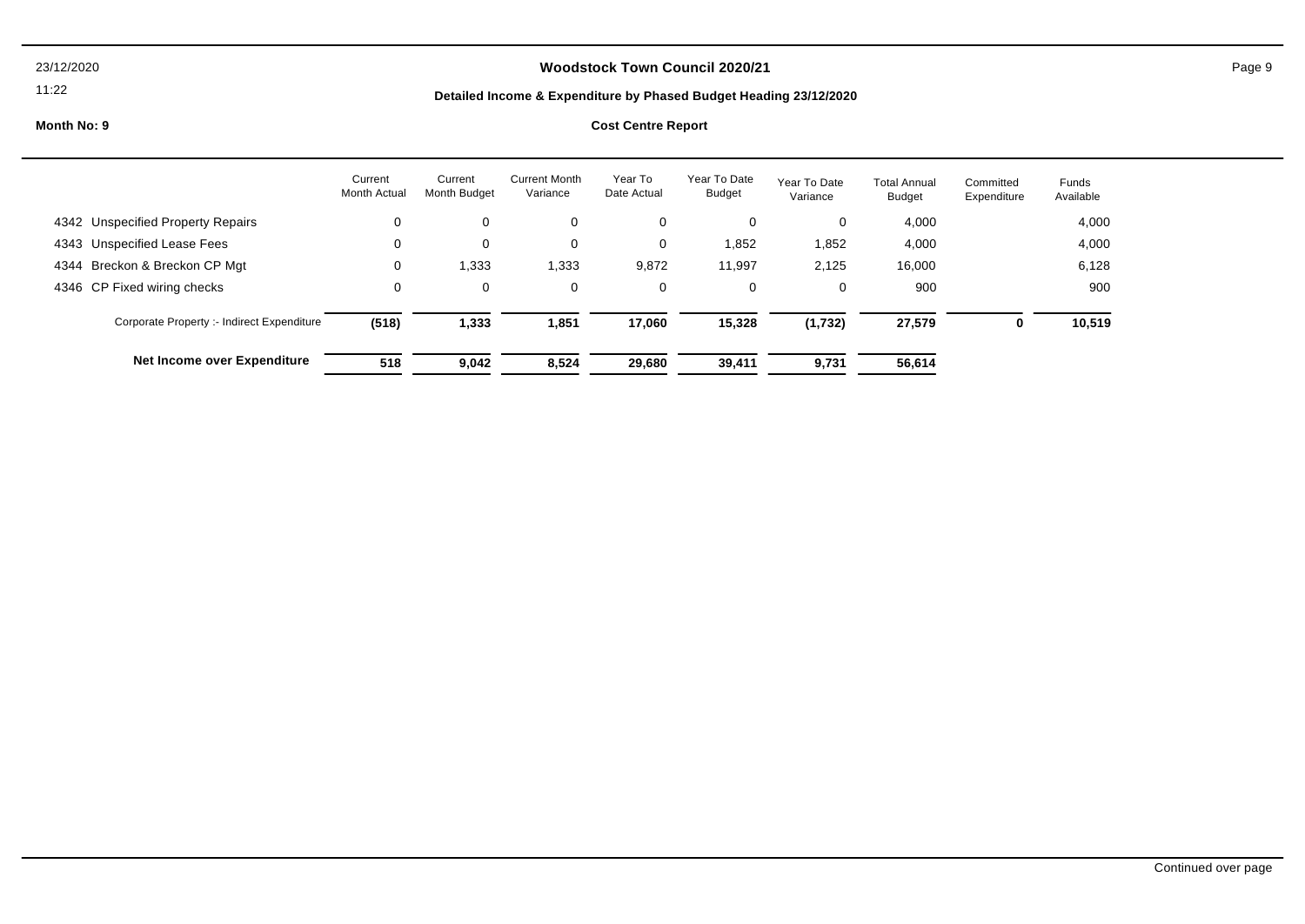**Woodstock Town Council 2020/21**

**Detailed Income & Expenditure by Phased Budget Heading 23/12/2020**

**Month No: 9**

**Cost Centre Report**

| | Current Month Actual | Current Month Budget | Current Month Variance | Year To Date Actual | Year To Date Budget | Year To Date Variance | Total Annual Budget | Committed Expenditure | Funds Available |
|---|---|---|---|---|---|---|---|---|---|
| 4342 Unspecified Property Repairs | 0 | 0 | 0 | 0 | 0 | 0 | 4,000 | | 4,000 |
| 4343 Unspecified Lease Fees | 0 | 0 | 0 | 0 | 1,852 | 1,852 | 4,000 | | 4,000 |
| 4344 Breckon & Breckon CP Mgt | 0 | 1,333 | 1,333 | 9,872 | 11,997 | 2,125 | 16,000 | | 6,128 |
| 4346 CP Fixed wiring checks | 0 | 0 | 0 | 0 | 0 | 0 | 900 | | 900 |
| Corporate Property :- Indirect Expenditure | **(518)** | **1,333** | **1,851** | **17,060** | **15,328** | **(1,732)** | **27,579** | **0** | **10,519** |
| **Net Income over Expenditure** | **518** | **9,042** | **8,524** | **29,680** | **39,411** | **9,731** | **56,614** | | |

Continued over page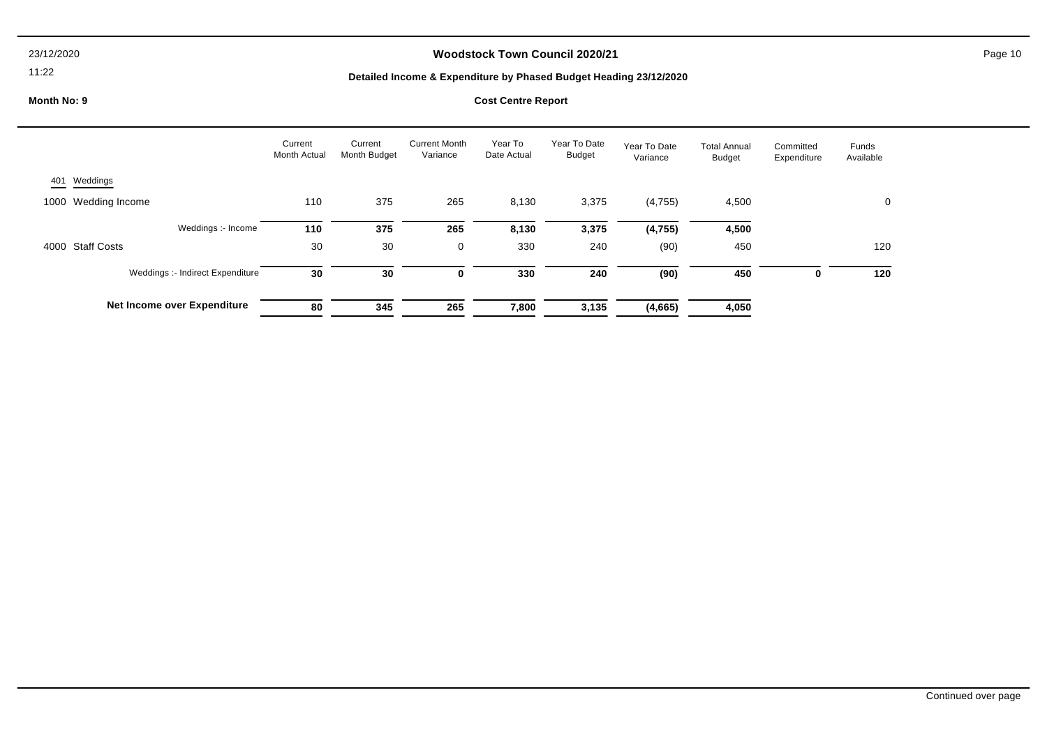# Woodstock Town Council 2020/21

## Detailed Income & Expenditure by Phased Budget Heading 23/12/2020

**Month No: 9**

**Cost Centre Report**

| | Current Month Actual | Current Month Budget | Current Month Variance | Year To Date Actual | Year To Date Budget | Year To Date Variance | Total Annual Budget | Committed Expenditure | Funds Available |
|---|---|---|---|---|---|---|---|---|---|
| 401 Weddings | | | | | | | | | |
| 1000 Wedding Income | 110 | 375 | 265 | 8,130 | 3,375 | (4,755) | 4,500 | | 0 |
| Weddings :- Income | **110** | **375** | **265** | **8,130** | **3,375** | **(4,755)** | **4,500** | | |
| 4000 Staff Costs | 30 | 30 | 0 | 330 | 240 | (90) | 450 | | 120 |
| Weddings :- Indirect Expenditure | **30** | **30** | **0** | **330** | **240** | **(90)** | **450** | **0** | **120** |
| **Net Income over Expenditure** | **80** | **345** | **265** | **7,800** | **3,135** | **(4,665)** | **4,050** | | |

Continued over page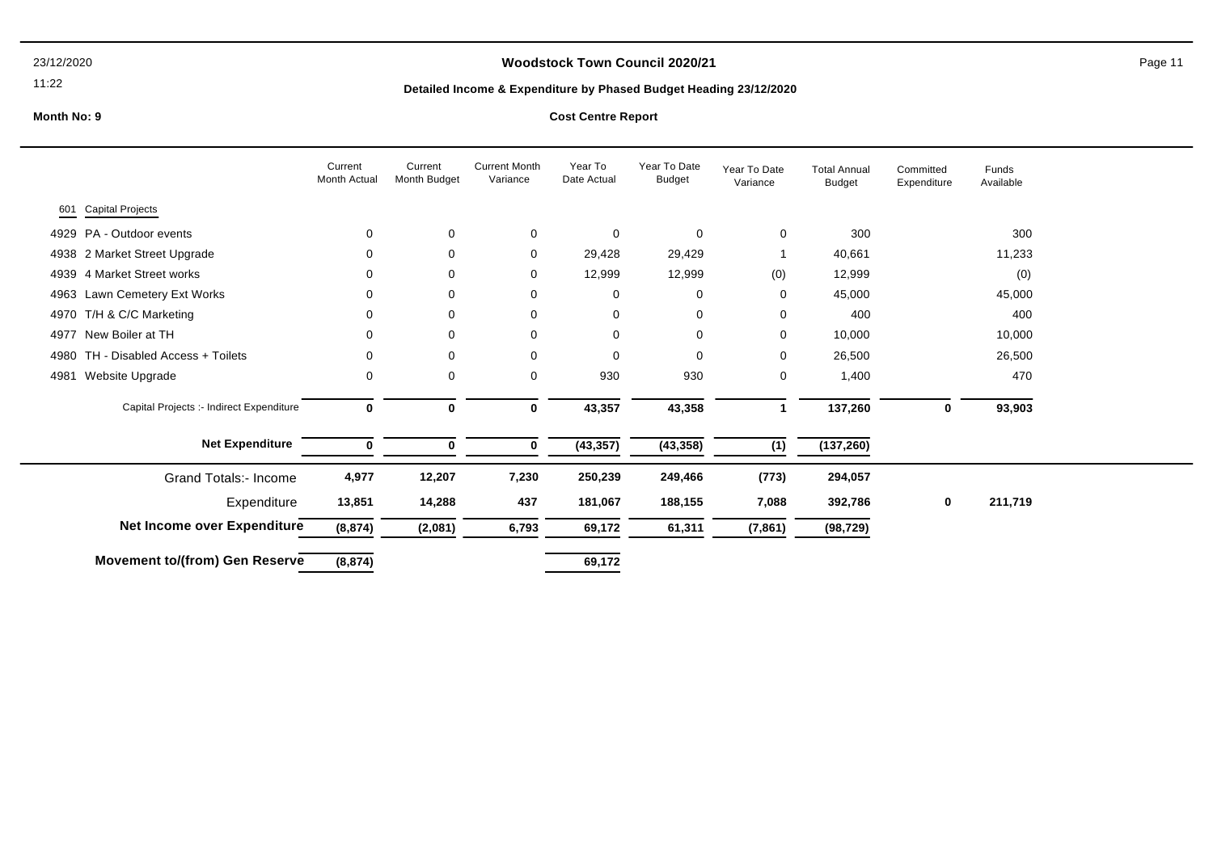# Woodstock Town Council 2020/21

## Detailed Income & Expenditure by Phased Budget Heading 23/12/2020

**Month No: 9**

**Cost Centre Report**

| | Current Month Actual | Current Month Budget | Current Month Variance | Year To Date Actual | Year To Date Budget | Year To Date Variance | Total Annual Budget | Committed Expenditure | Funds Available |
|---|---|---|---|---|---|---|---|---|---|
| **601 Capital Projects** | | | | | | | | | |
| 4929 PA - Outdoor events | 0 | 0 | 0 | 0 | 0 | 0 | 300 | | 300 |
| 4938 2 Market Street Upgrade | 0 | 0 | 0 | 29,428 | 29,429 | 1 | 40,661 | | 11,233 |
| 4939 4 Market Street works | 0 | 0 | 0 | 12,999 | 12,999 | (0) | 12,999 | | (0) |
| 4963 Lawn Cemetery Ext Works | 0 | 0 | 0 | 0 | 0 | 0 | 45,000 | | 45,000 |
| 4970 T/H & C/C Marketing | 0 | 0 | 0 | 0 | 0 | 0 | 400 | | 400 |
| 4977 New Boiler at TH | 0 | 0 | 0 | 0 | 0 | 0 | 10,000 | | 10,000 |
| 4980 TH - Disabled Access + Toilets | 0 | 0 | 0 | 0 | 0 | 0 | 26,500 | | 26,500 |
| 4981 Website Upgrade | 0 | 0 | 0 | 930 | 930 | 0 | 1,400 | | 470 |
| Capital Projects :- Indirect Expenditure | **0** | **0** | **0** | **43,357** | **43,358** | **1** | **137,260** | **0** | **93,903** |
| **Net Expenditure** | **0** | **0** | **0** | **(43,357)** | **(43,358)** | **(1)** | **(137,260)** | | |
| Grand Totals:- Income | **4,977** | **12,207** | **7,230** | **250,239** | **249,466** | **(773)** | **294,057** | | |
| Expenditure | **13,851** | **14,288** | **437** | **181,067** | **188,155** | **7,088** | **392,786** | **0** | **211,719** |
| **Net Income over Expenditure** | **(8,874)** | **(2,081)** | **6,793** | **69,172** | **61,311** | **(7,861)** | **(98,729)** | | |
| **Movement to/(from) Gen Reserve** | **(8,874)** | | | **69,172** | | | | | |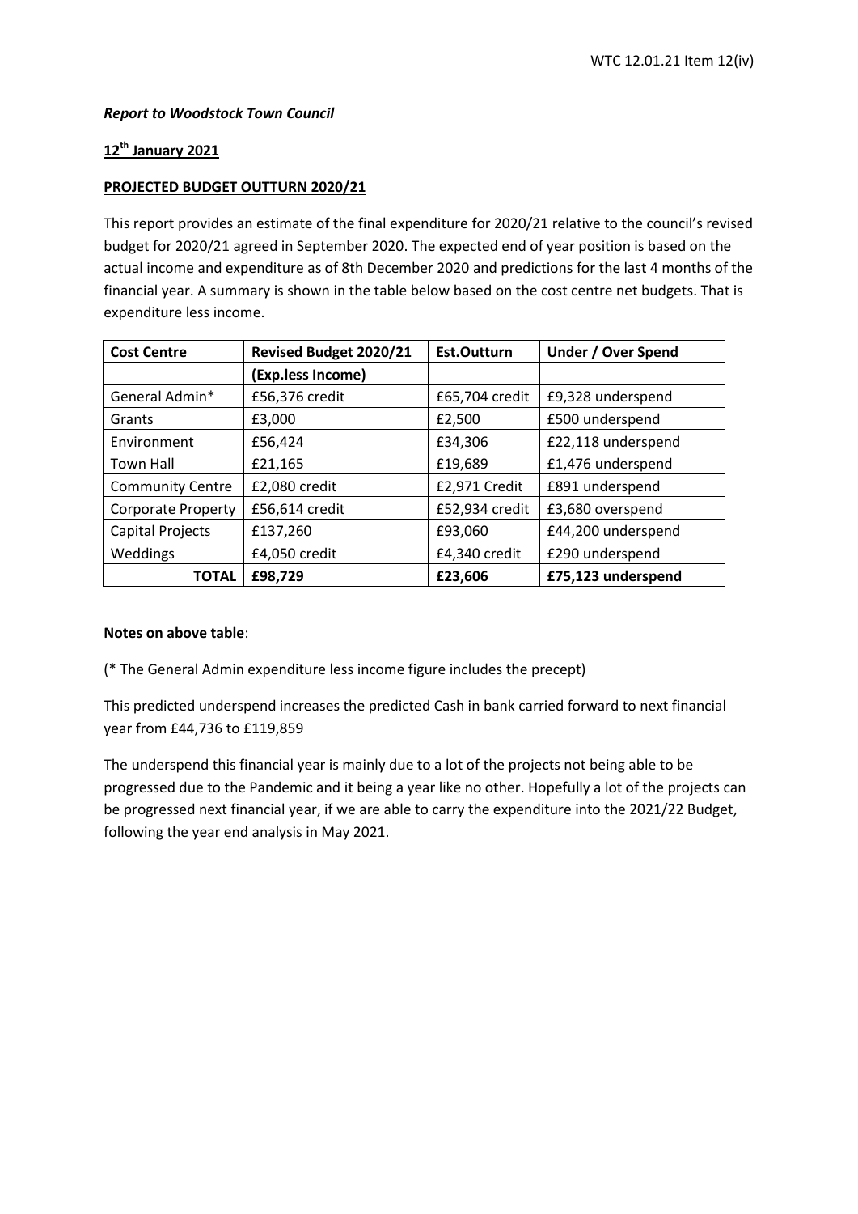WTC 12.01.21 Item 12(iv)

***Report to Woodstock Town Council***

**12th January 2021**

**PROJECTED BUDGET OUTTURN 2020/21**

This report provides an estimate of the final expenditure for 2020/21 relative to the council's revised budget for 2020/21 agreed in September 2020. The expected end of year position is based on the actual income and expenditure as of 8th December 2020 and predictions for the last 4 months of the financial year. A summary is shown in the table below based on the cost centre net budgets. That is expenditure less income.

| Cost Centre | Revised Budget 2020/21 | Est.Outturn | Under / Over Spend |
|---|---|---|---|
| | (Exp.less Income) | | |
| General Admin* | £56,376 credit | £65,704 credit | £9,328 underspend |
| Grants | £3,000 | £2,500 | £500 underspend |
| Environment | £56,424 | £34,306 | £22,118 underspend |
| Town Hall | £21,165 | £19,689 | £1,476 underspend |
| Community Centre | £2,080 credit | £2,971 Credit | £891 underspend |
| Corporate Property | £56,614 credit | £52,934 credit | £3,680 overspend |
| Capital Projects | £137,260 | £93,060 | £44,200 underspend |
| Weddings | £4,050 credit | £4,340 credit | £290 underspend |
| **TOTAL** | **£98,729** | **£23,606** | **£75,123 underspend** |

**Notes on above table**:

(* The General Admin expenditure less income figure includes the precept)

This predicted underspend increases the predicted Cash in bank carried forward to next financial year from £44,736 to £119,859

The underspend this financial year is mainly due to a lot of the projects not being able to be progressed due to the Pandemic and it being a year like no other. Hopefully a lot of the projects can be progressed next financial year, if we are able to carry the expenditure into the 2021/22 Budget, following the year end analysis in May 2021.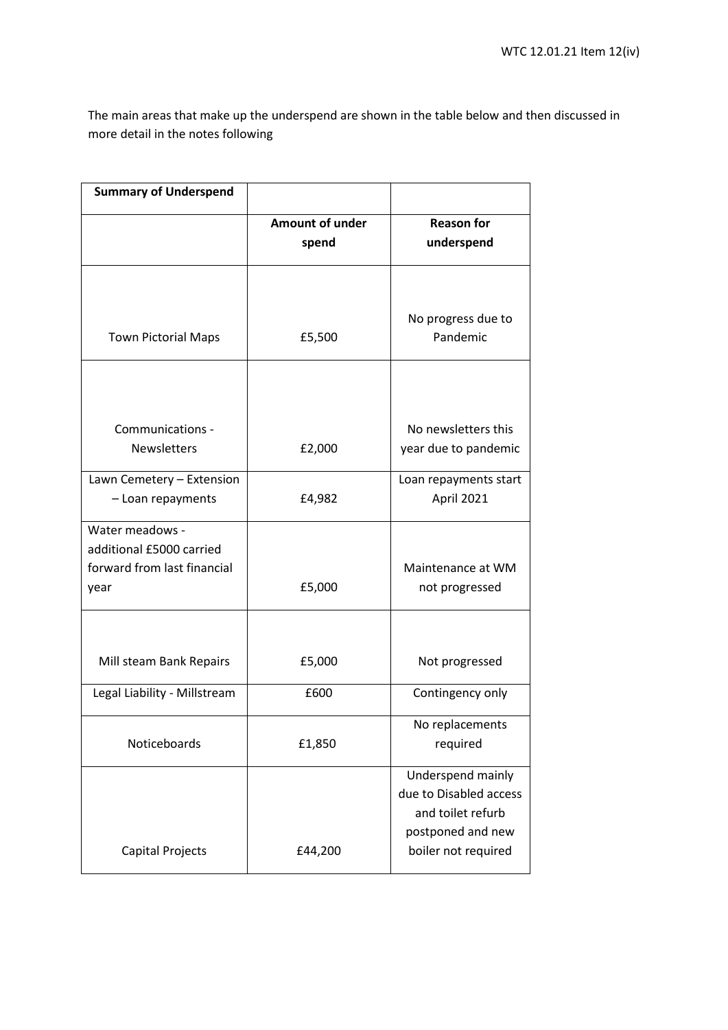The main areas that make up the underspend are shown in the table below and then discussed in more detail in the notes following

| **Summary of Underspend** | | |
|---|---|---|
| | **Amount of under spend** | **Reason for underspend** |
| Town Pictorial Maps | £5,500 | No progress due to Pandemic |
| Communications - Newsletters | £2,000 | No newsletters this year due to pandemic |
| Lawn Cemetery – Extension – Loan repayments | £4,982 | Loan repayments start April 2021 |
| Water meadows - additional £5000 carried forward from last financial year | £5,000 | Maintenance at WM not progressed |
| Mill steam Bank Repairs | £5,000 | Not progressed |
| Legal Liability - Millstream | £600 | Contingency only |
| Noticeboards | £1,850 | No replacements required |
| Capital Projects | £44,200 | Underspend mainly due to Disabled access and toilet refurb postponed and new boiler not required |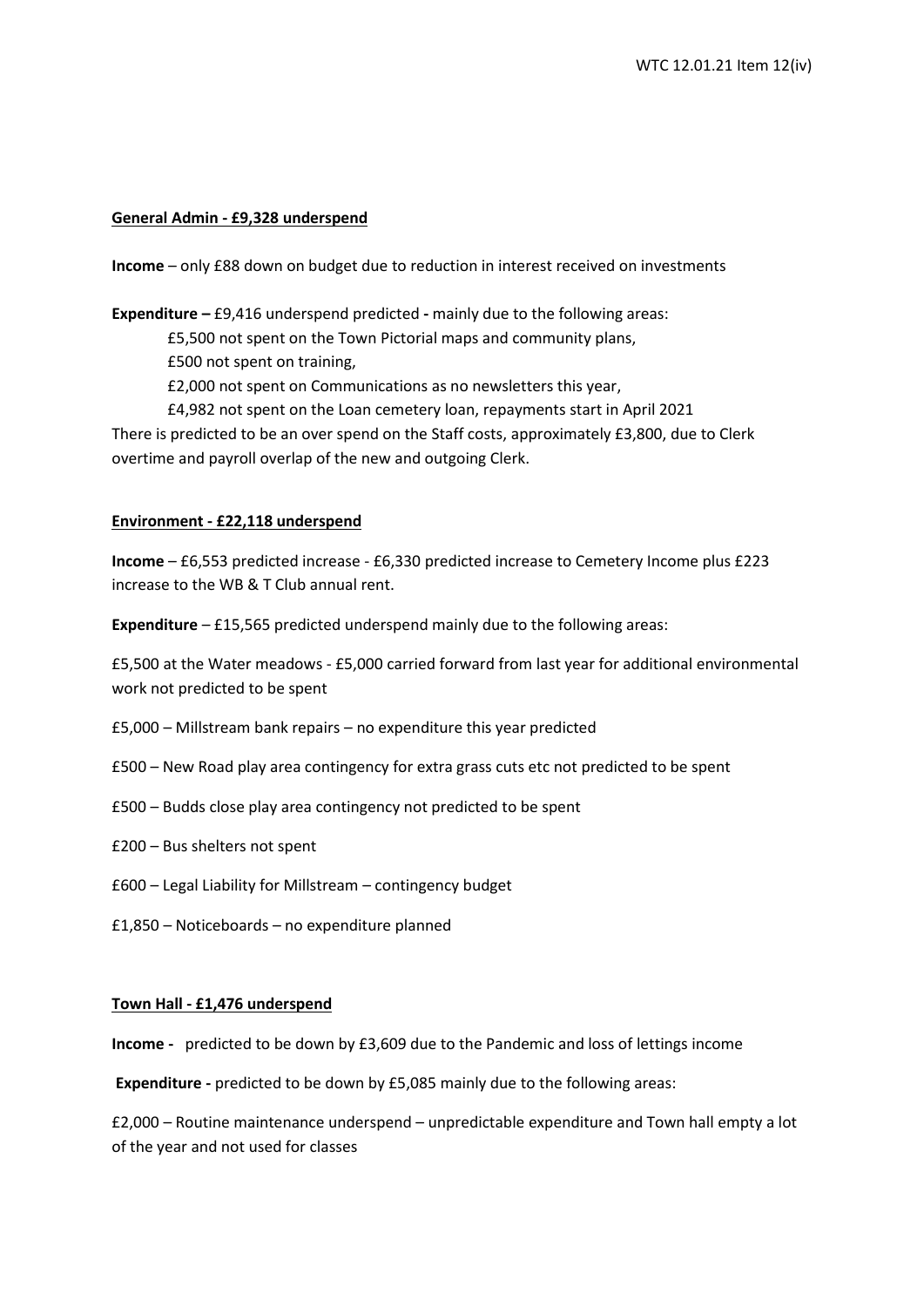WTC 12.01.21 Item 12(iv)

**General Admin - £9,328 underspend**

**Income** – only £88 down on budget due to reduction in interest received on investments

**Expenditure –** £9,416 underspend predicted **-** mainly due to the following areas:

£5,500 not spent on the Town Pictorial maps and community plans,

£500 not spent on training,

£2,000 not spent on Communications as no newsletters this year,

£4,982 not spent on the Loan cemetery loan, repayments start in April 2021

There is predicted to be an over spend on the Staff costs, approximately £3,800, due to Clerk overtime and payroll overlap of the new and outgoing Clerk.

**Environment - £22,118 underspend**

**Income** – £6,553 predicted increase - £6,330 predicted increase to Cemetery Income plus £223 increase to the WB & T Club annual rent.

**Expenditure** – £15,565 predicted underspend mainly due to the following areas:

£5,500 at the Water meadows - £5,000 carried forward from last year for additional environmental work not predicted to be spent

£5,000 – Millstream bank repairs – no expenditure this year predicted

£500 – New Road play area contingency for extra grass cuts etc not predicted to be spent

£500 – Budds close play area contingency not predicted to be spent

£200 – Bus shelters not spent

£600 – Legal Liability for Millstream – contingency budget

£1,850 – Noticeboards – no expenditure planned

**Town Hall - £1,476 underspend**

**Income -** predicted to be down by £3,609 due to the Pandemic and loss of lettings income

**Expenditure -** predicted to be down by £5,085 mainly due to the following areas:

£2,000 – Routine maintenance underspend – unpredictable expenditure and Town hall empty a lot of the year and not used for classes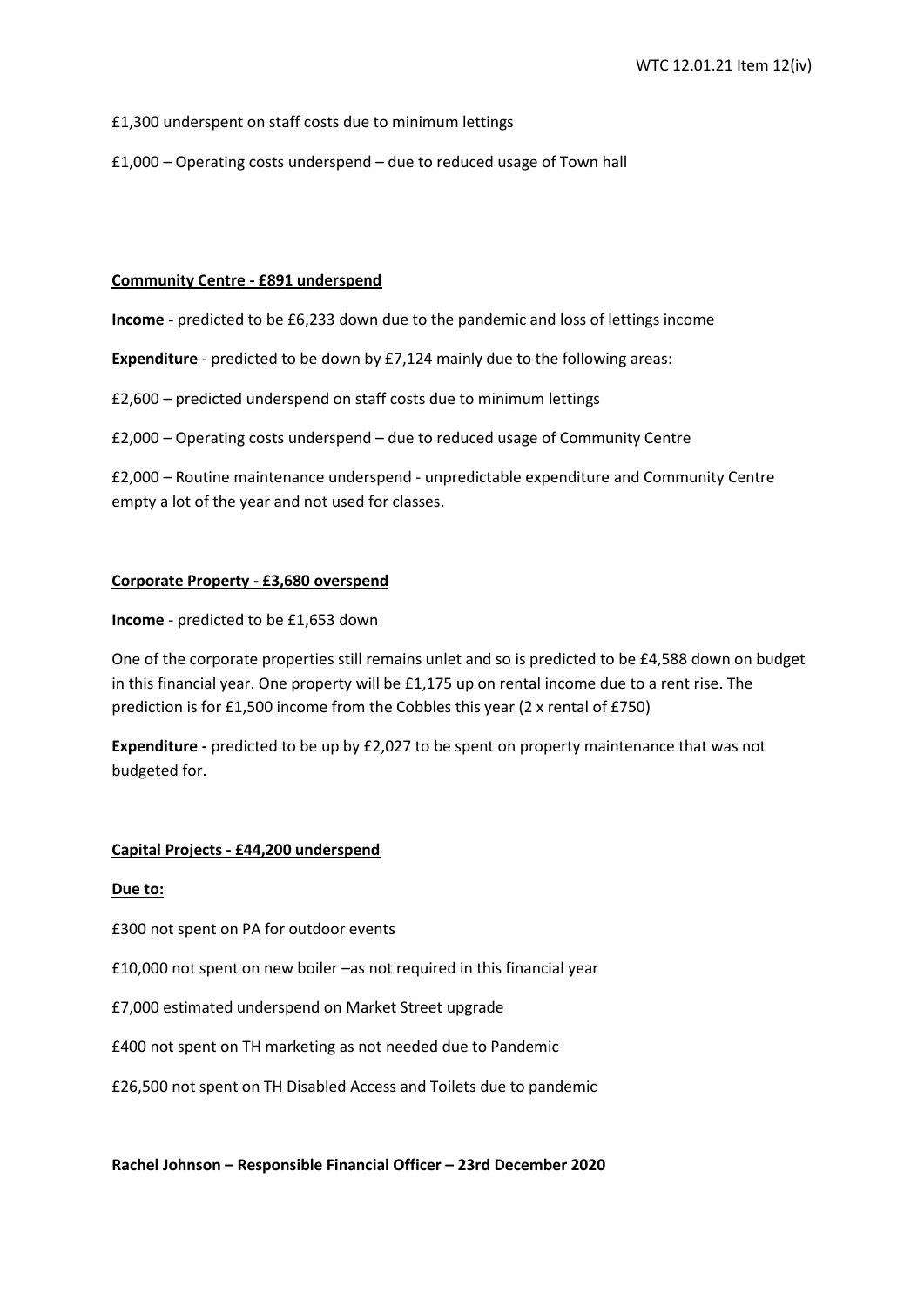£1,300 underspent on staff costs due to minimum lettings

£1,000 – Operating costs underspend – due to reduced usage of Town hall

**Community Centre - £891 underspend**

**Income -** predicted to be £6,233 down due to the pandemic and loss of lettings income

**Expenditure** - predicted to be down by £7,124 mainly due to the following areas:

£2,600 – predicted underspend on staff costs due to minimum lettings

£2,000 – Operating costs underspend – due to reduced usage of Community Centre

£2,000 – Routine maintenance underspend - unpredictable expenditure and Community Centre empty a lot of the year and not used for classes.

**Corporate Property - £3,680 overspend**

**Income** - predicted to be £1,653 down

One of the corporate properties still remains unlet and so is predicted to be £4,588 down on budget in this financial year. One property will be £1,175 up on rental income due to a rent rise. The prediction is for £1,500 income from the Cobbles this year (2 x rental of £750)

**Expenditure -** predicted to be up by £2,027 to be spent on property maintenance that was not budgeted for.

**Capital Projects - £44,200 underspend**

**Due to:**

£300 not spent on PA for outdoor events

£10,000 not spent on new boiler –as not required in this financial year

£7,000 estimated underspend on Market Street upgrade

£400 not spent on TH marketing as not needed due to Pandemic

£26,500 not spent on TH Disabled Access and Toilets due to pandemic

**Rachel Johnson – Responsible Financial Officer – 23rd December 2020**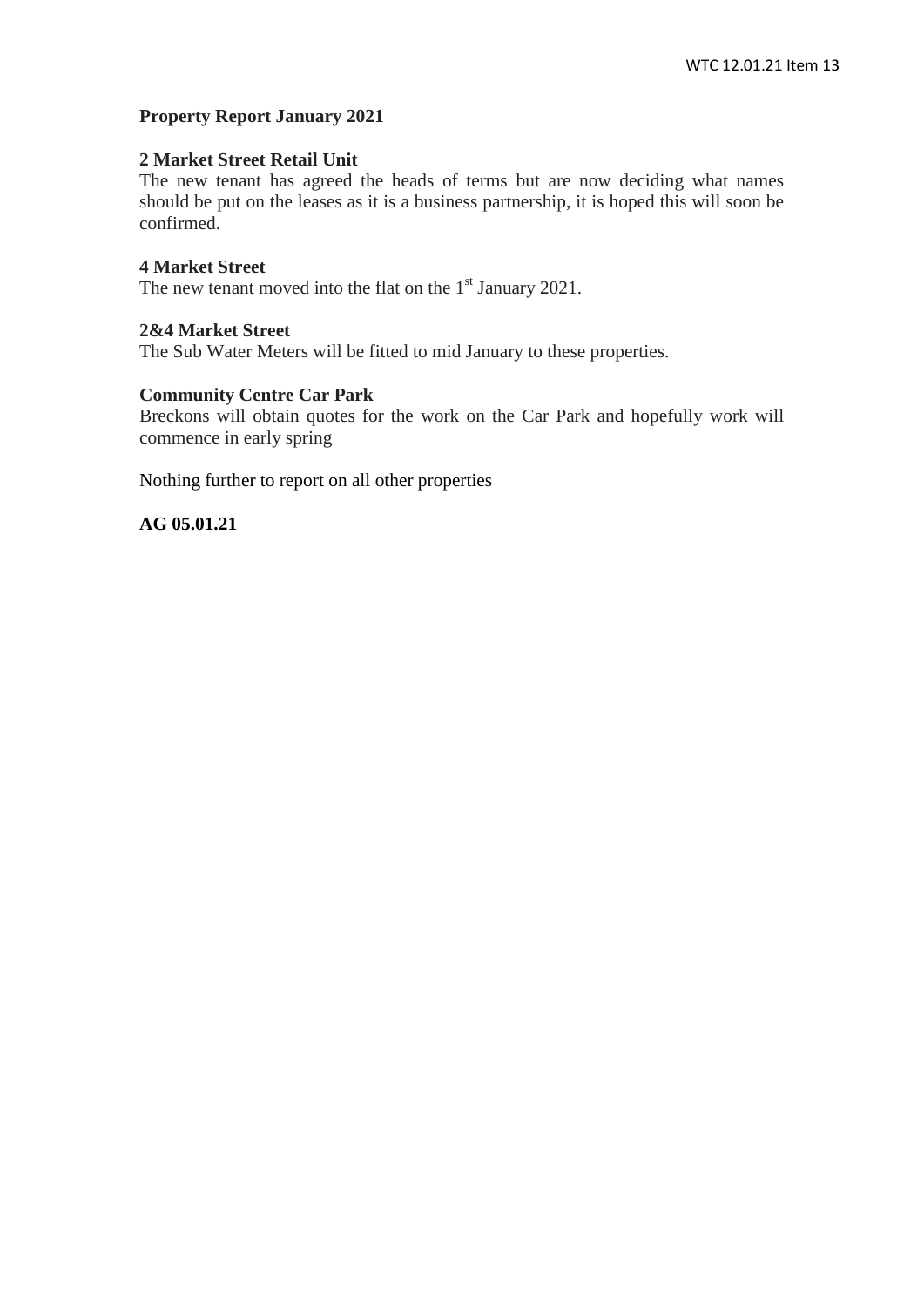**Property Report January 2021**

**2 Market Street Retail Unit**

The new tenant has agreed the heads of terms but are now deciding what names should be put on the leases as it is a business partnership, it is hoped this will soon be confirmed.

**4 Market Street**

The new tenant moved into the flat on the 1st January 2021.

**2&4 Market Street**

The Sub Water Meters will be fitted to mid January to these properties.

**Community Centre Car Park**

Breckons will obtain quotes for the work on the Car Park and hopefully work will commence in early spring

Nothing further to report on all other properties

**AG 05.01.21**